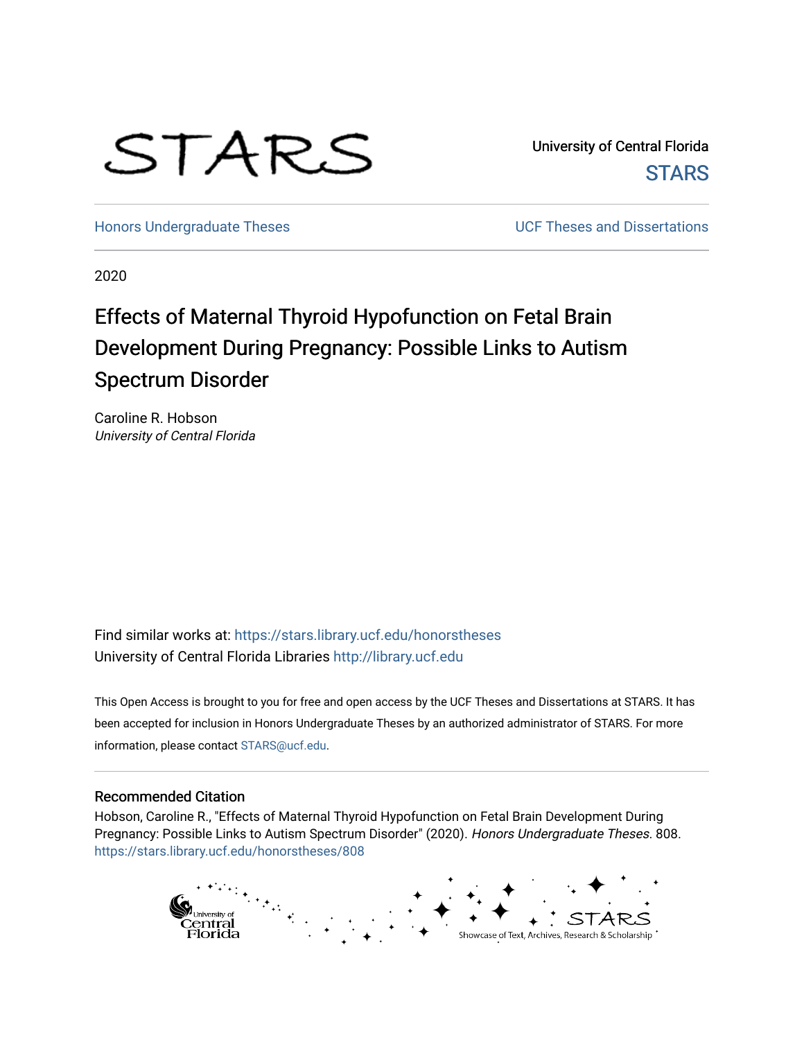STARS

University of Central Florida

STARS

Honors Undergraduate Theses | UCF Theses and Dissertations

2020

# Effects of Maternal Thyroid Hypofunction on Fetal Brain Development During Pregnancy: Possible Links to Autism Spectrum Disorder

Caroline R. Hobson
*University of Central Florida*

Find similar works at: https://stars.library.ucf.edu/honorstheses
University of Central Florida Libraries http://library.ucf.edu

This Open Access is brought to you for free and open access by the UCF Theses and Dissertations at STARS. It has been accepted for inclusion in Honors Undergraduate Theses by an authorized administrator of STARS. For more information, please contact STARS@ucf.edu.

## Recommended Citation

Hobson, Caroline R., "Effects of Maternal Thyroid Hypofunction on Fetal Brain Development During Pregnancy: Possible Links to Autism Spectrum Disorder" (2020). *Honors Undergraduate Theses*. 808.
https://stars.library.ucf.edu/honorstheses/808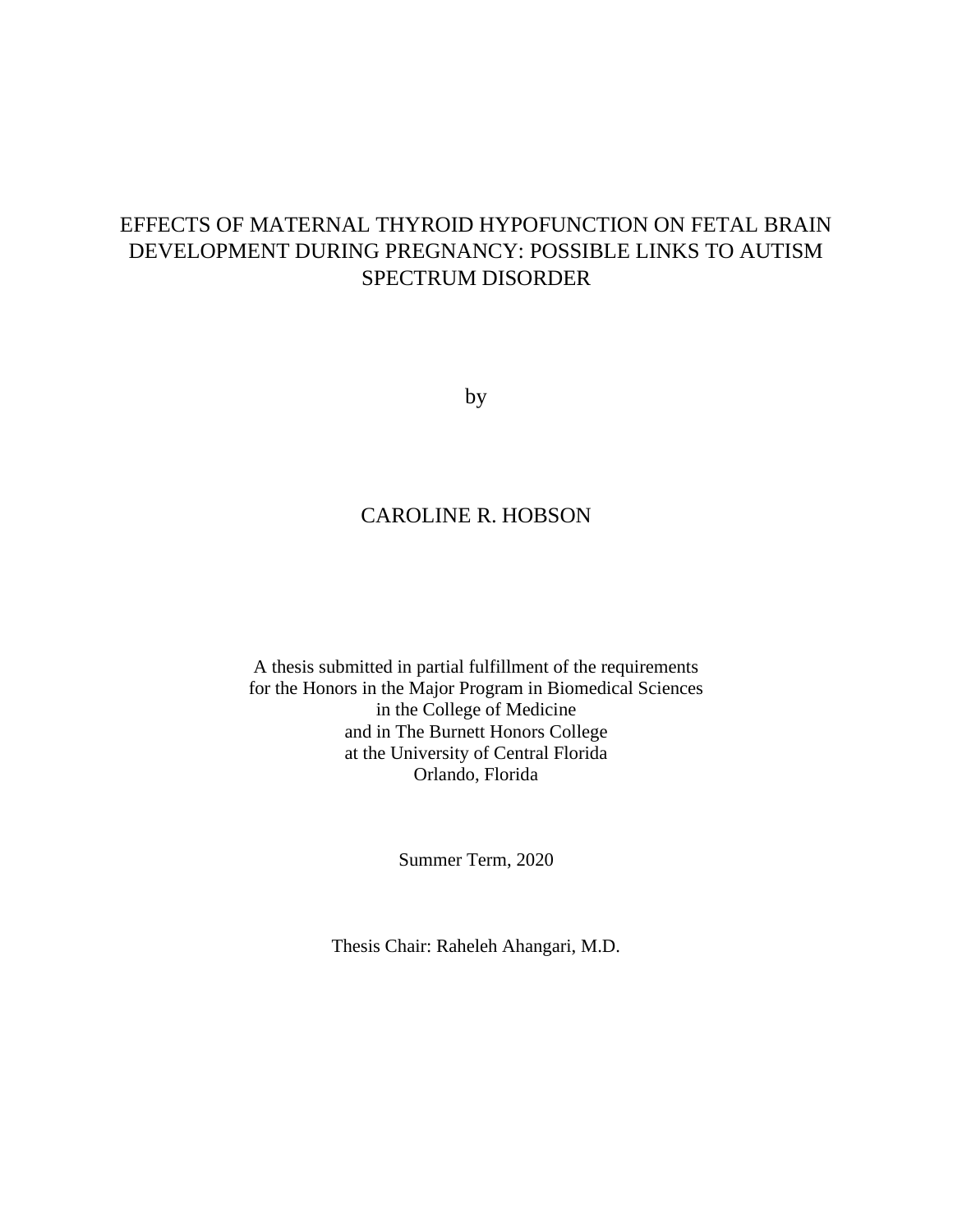# EFFECTS OF MATERNAL THYROID HYPOFUNCTION ON FETAL BRAIN DEVELOPMENT DURING PREGNANCY: POSSIBLE LINKS TO AUTISM SPECTRUM DISORDER

by

CAROLINE R. HOBSON

A thesis submitted in partial fulfillment of the requirements
for the Honors in the Major Program in Biomedical Sciences
in the College of Medicine
and in The Burnett Honors College
at the University of Central Florida
Orlando, Florida

Summer Term, 2020

Thesis Chair: Raheleh Ahangari, M.D.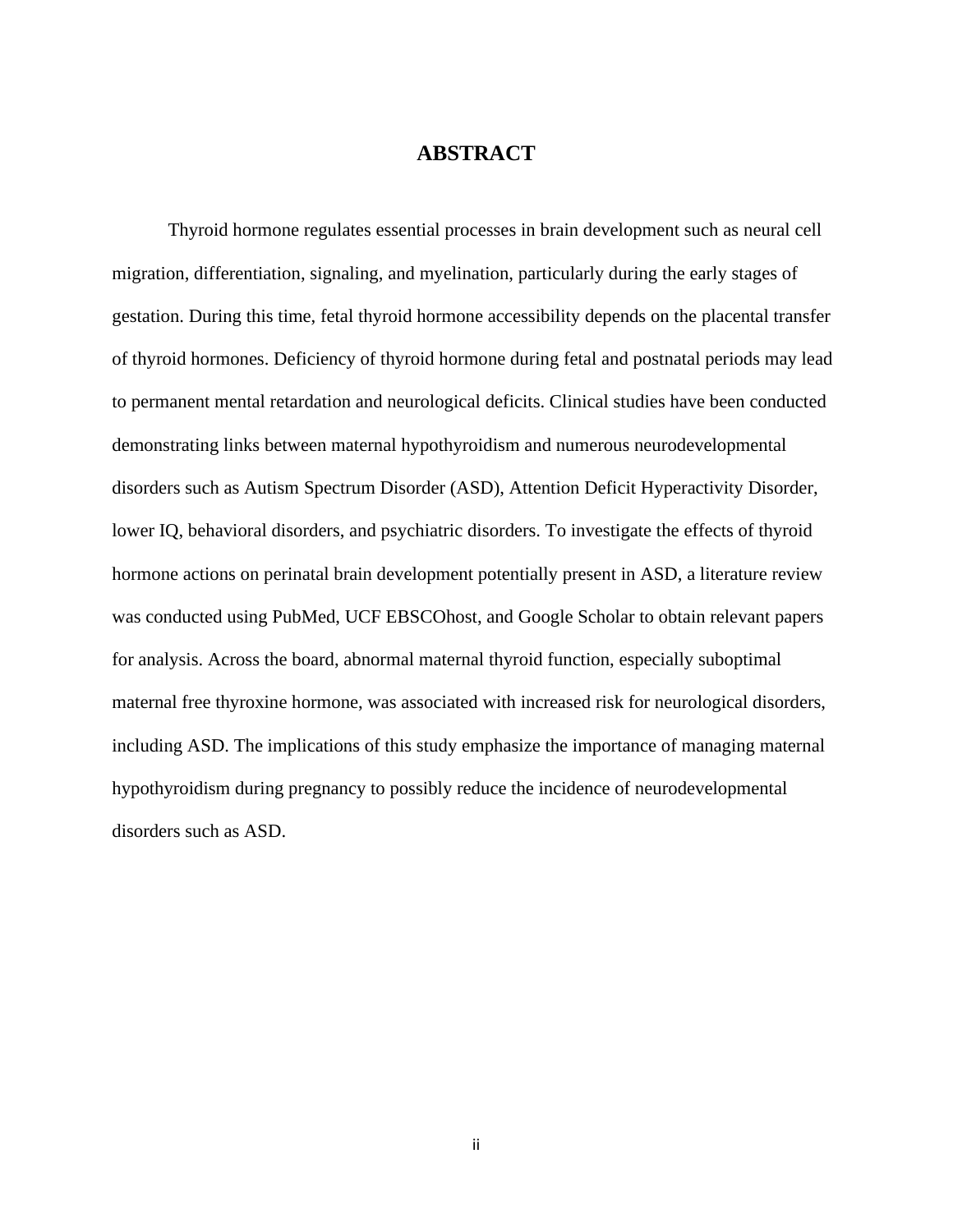# ABSTRACT

Thyroid hormone regulates essential processes in brain development such as neural cell migration, differentiation, signaling, and myelination, particularly during the early stages of gestation. During this time, fetal thyroid hormone accessibility depends on the placental transfer of thyroid hormones. Deficiency of thyroid hormone during fetal and postnatal periods may lead to permanent mental retardation and neurological deficits. Clinical studies have been conducted demonstrating links between maternal hypothyroidism and numerous neurodevelopmental disorders such as Autism Spectrum Disorder (ASD), Attention Deficit Hyperactivity Disorder, lower IQ, behavioral disorders, and psychiatric disorders. To investigate the effects of thyroid hormone actions on perinatal brain development potentially present in ASD, a literature review was conducted using PubMed, UCF EBSCOhost, and Google Scholar to obtain relevant papers for analysis. Across the board, abnormal maternal thyroid function, especially suboptimal maternal free thyroxine hormone, was associated with increased risk for neurological disorders, including ASD. The implications of this study emphasize the importance of managing maternal hypothyroidism during pregnancy to possibly reduce the incidence of neurodevelopmental disorders such as ASD.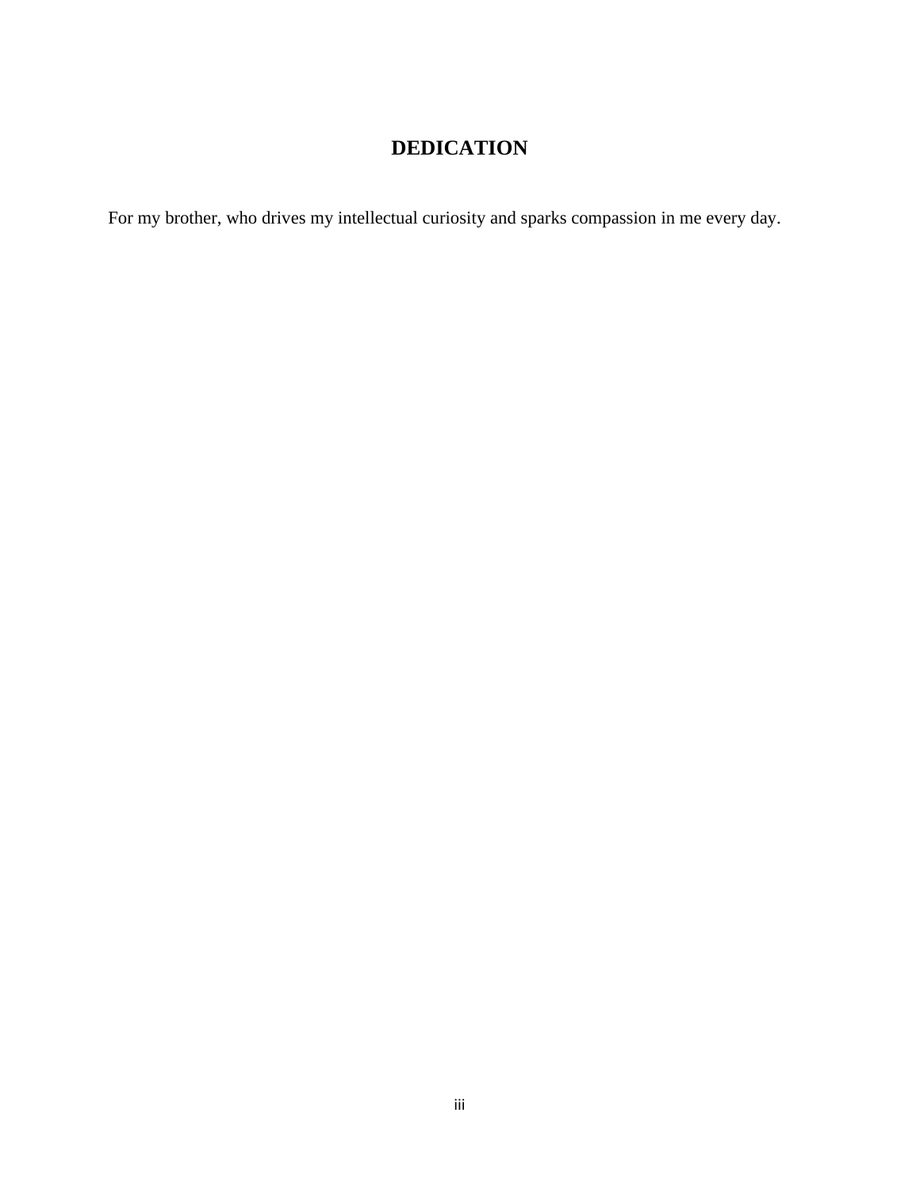# DEDICATION

For my brother, who drives my intellectual curiosity and sparks compassion in me every day.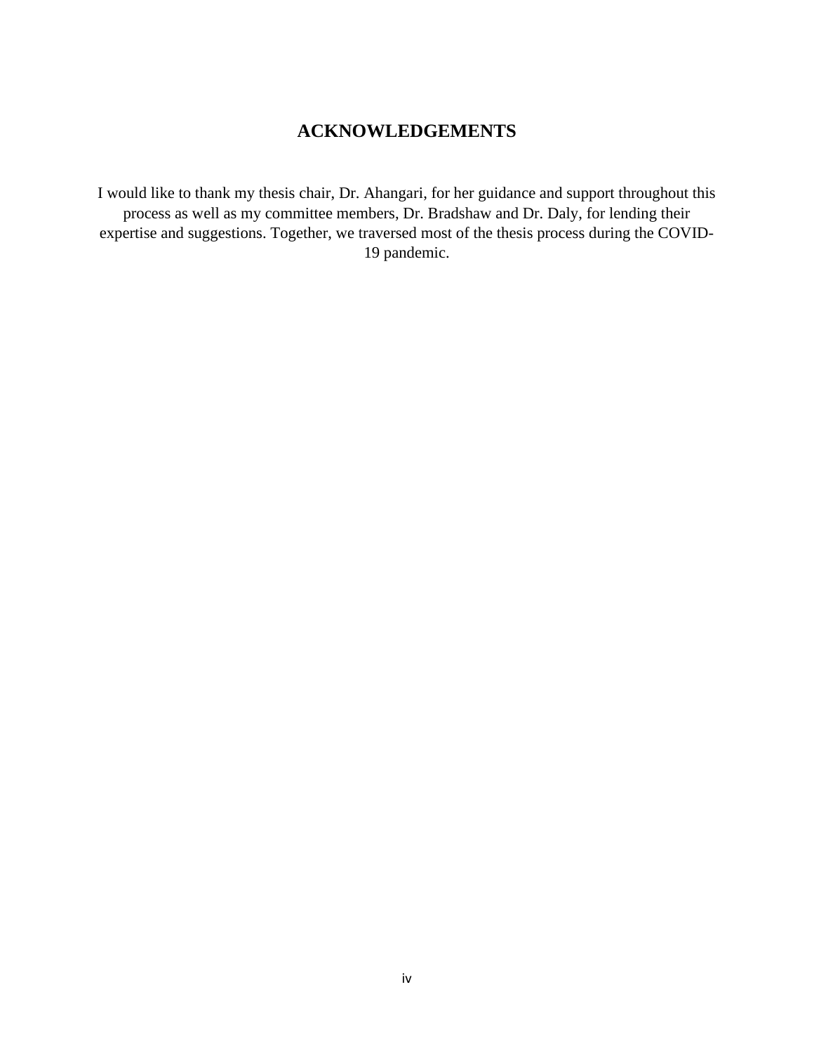## ACKNOWLEDGEMENTS

I would like to thank my thesis chair, Dr. Ahangari, for her guidance and support throughout this process as well as my committee members, Dr. Bradshaw and Dr. Daly, for lending their expertise and suggestions. Together, we traversed most of the thesis process during the COVID-19 pandemic.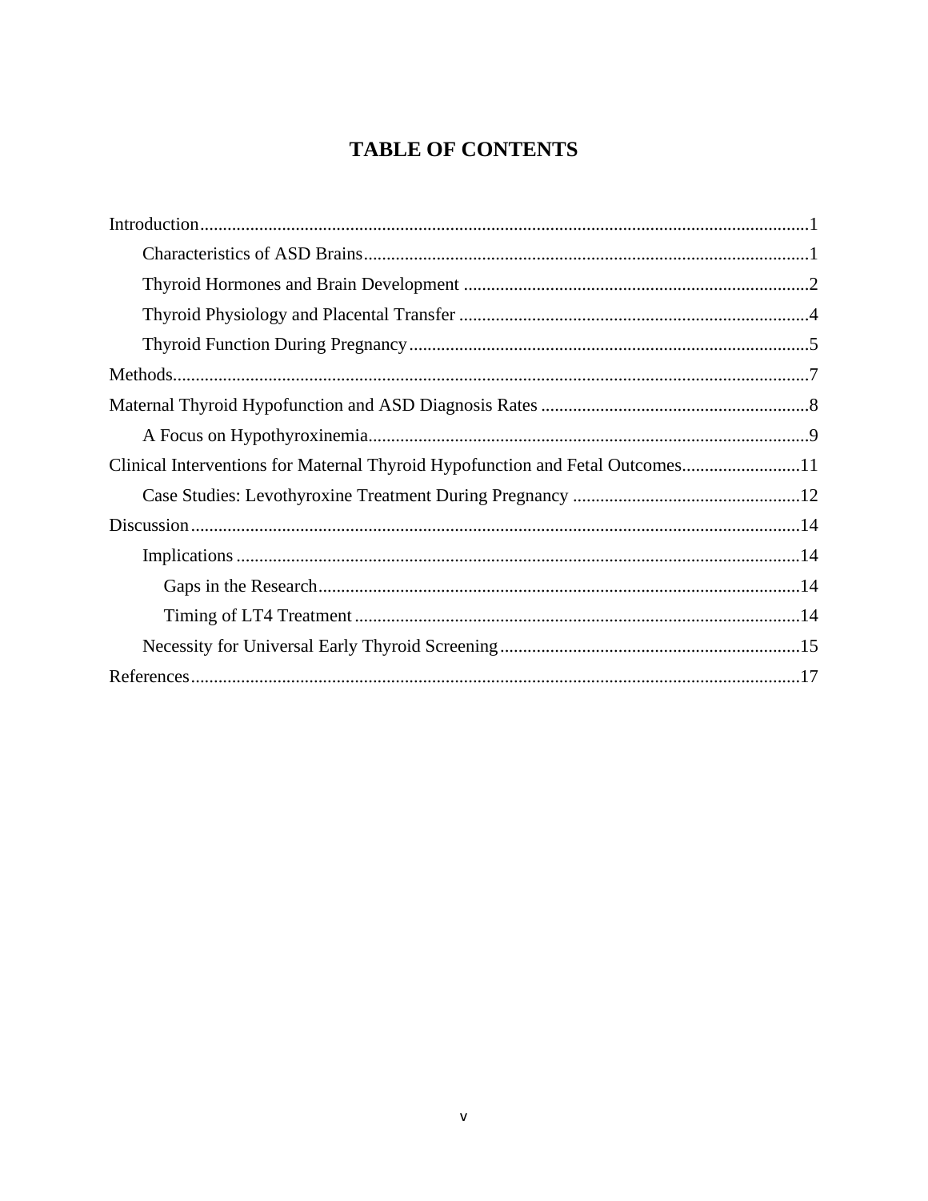# TABLE OF CONTENTS

Introduction....................................................................................................................1

- Characteristics of ASD Brains..................................................................................1
- Thyroid Hormones and Brain Development ............................................................2
- Thyroid Physiology and Placental Transfer .............................................................4
- Thyroid Function During Pregnancy........................................................................5

Methods..........................................................................................................................7

Maternal Thyroid Hypofunction and ASD Diagnosis Rates ...........................................8

- A Focus on Hypothyroxinemia.................................................................................9

Clinical Interventions for Maternal Thyroid Hypofunction and Fetal Outcomes..........................11

- Case Studies: Levothyroxine Treatment During Pregnancy ..................................12

Discussion.....................................................................................................................14

- Implications ............................................................................................................14
  - Gaps in the Research..........................................................................................14
  - Timing of LT4 Treatment ..................................................................................14
- Necessity for Universal Early Thyroid Screening...................................................15

References.....................................................................................................................17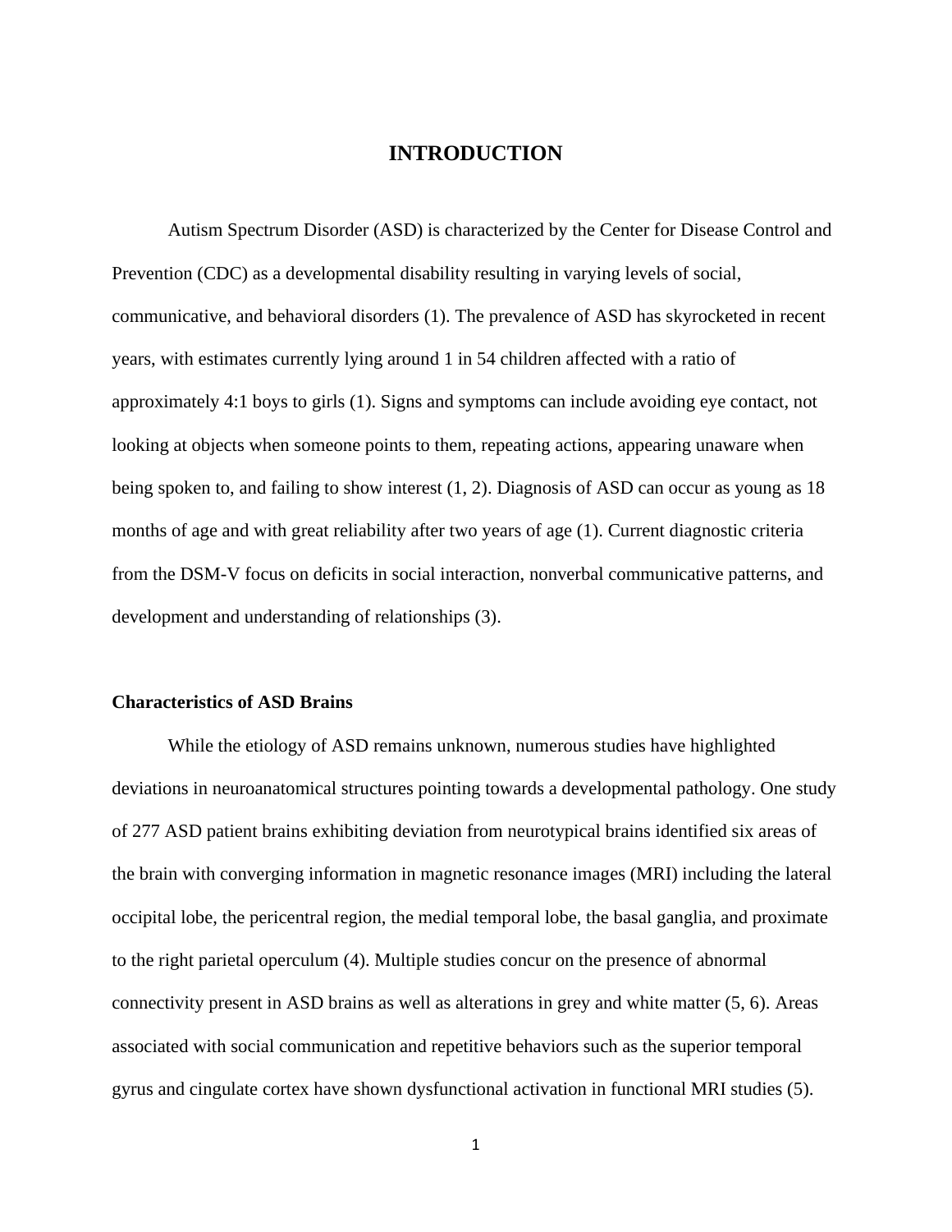# INTRODUCTION

Autism Spectrum Disorder (ASD) is characterized by the Center for Disease Control and Prevention (CDC) as a developmental disability resulting in varying levels of social, communicative, and behavioral disorders (1). The prevalence of ASD has skyrocketed in recent years, with estimates currently lying around 1 in 54 children affected with a ratio of approximately 4:1 boys to girls (1). Signs and symptoms can include avoiding eye contact, not looking at objects when someone points to them, repeating actions, appearing unaware when being spoken to, and failing to show interest (1, 2). Diagnosis of ASD can occur as young as 18 months of age and with great reliability after two years of age (1). Current diagnostic criteria from the DSM-V focus on deficits in social interaction, nonverbal communicative patterns, and development and understanding of relationships (3).

## Characteristics of ASD Brains

While the etiology of ASD remains unknown, numerous studies have highlighted deviations in neuroanatomical structures pointing towards a developmental pathology. One study of 277 ASD patient brains exhibiting deviation from neurotypical brains identified six areas of the brain with converging information in magnetic resonance images (MRI) including the lateral occipital lobe, the pericentral region, the medial temporal lobe, the basal ganglia, and proximate to the right parietal operculum (4). Multiple studies concur on the presence of abnormal connectivity present in ASD brains as well as alterations in grey and white matter (5, 6). Areas associated with social communication and repetitive behaviors such as the superior temporal gyrus and cingulate cortex have shown dysfunctional activation in functional MRI studies (5).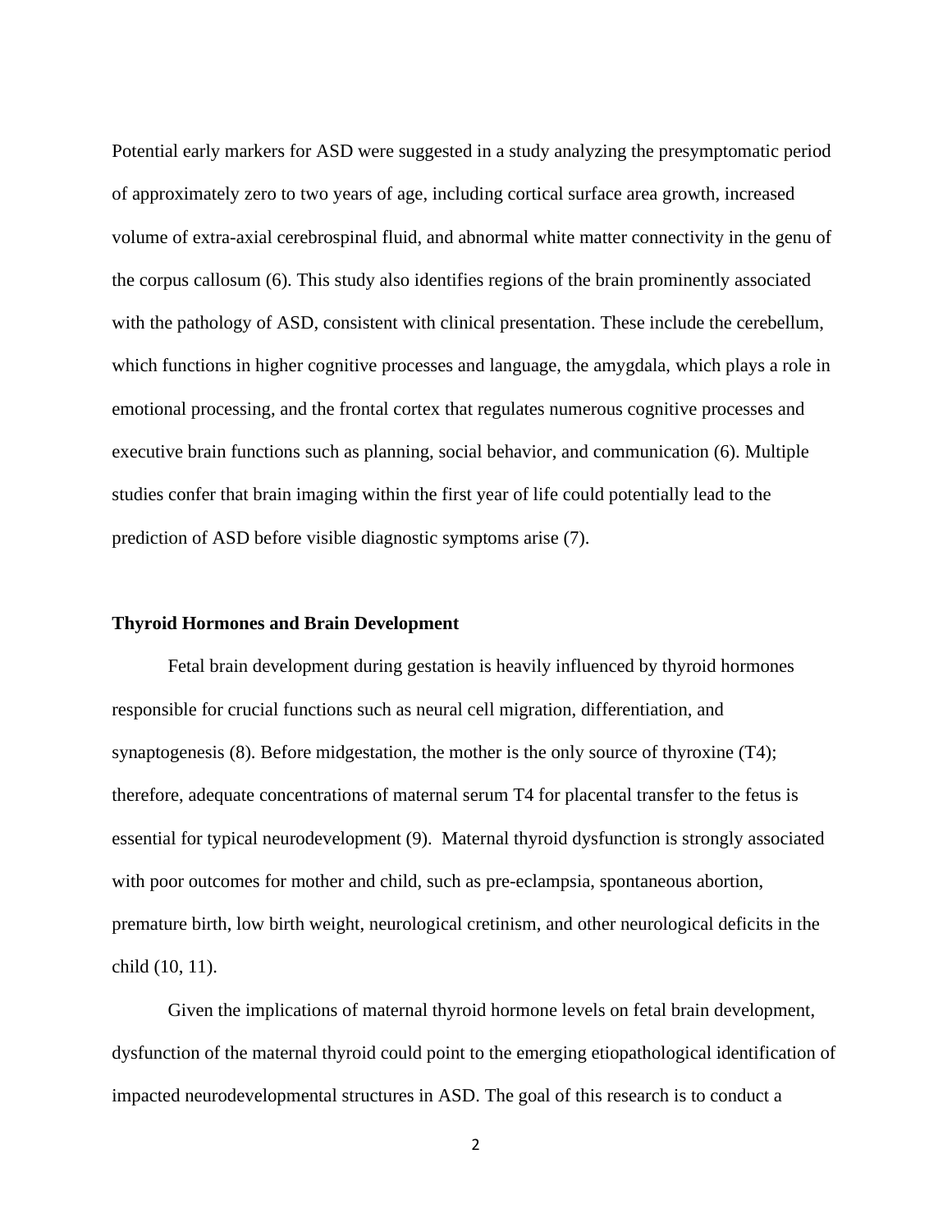Potential early markers for ASD were suggested in a study analyzing the presymptomatic period of approximately zero to two years of age, including cortical surface area growth, increased volume of extra-axial cerebrospinal fluid, and abnormal white matter connectivity in the genu of the corpus callosum (6). This study also identifies regions of the brain prominently associated with the pathology of ASD, consistent with clinical presentation. These include the cerebellum, which functions in higher cognitive processes and language, the amygdala, which plays a role in emotional processing, and the frontal cortex that regulates numerous cognitive processes and executive brain functions such as planning, social behavior, and communication (6). Multiple studies confer that brain imaging within the first year of life could potentially lead to the prediction of ASD before visible diagnostic symptoms arise (7).

### Thyroid Hormones and Brain Development

Fetal brain development during gestation is heavily influenced by thyroid hormones responsible for crucial functions such as neural cell migration, differentiation, and synaptogenesis (8). Before midgestation, the mother is the only source of thyroxine (T4); therefore, adequate concentrations of maternal serum T4 for placental transfer to the fetus is essential for typical neurodevelopment (9). Maternal thyroid dysfunction is strongly associated with poor outcomes for mother and child, such as pre-eclampsia, spontaneous abortion, premature birth, low birth weight, neurological cretinism, and other neurological deficits in the child (10, 11).

Given the implications of maternal thyroid hormone levels on fetal brain development, dysfunction of the maternal thyroid could point to the emerging etiopathological identification of impacted neurodevelopmental structures in ASD. The goal of this research is to conduct a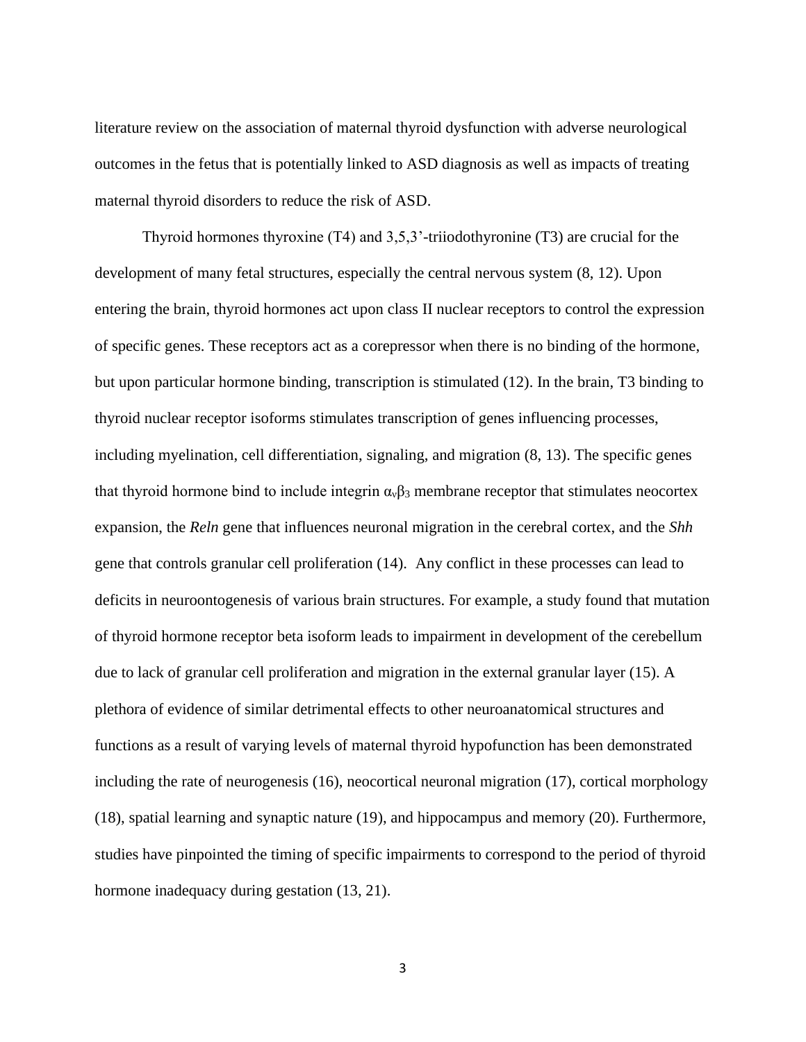literature review on the association of maternal thyroid dysfunction with adverse neurological outcomes in the fetus that is potentially linked to ASD diagnosis as well as impacts of treating maternal thyroid disorders to reduce the risk of ASD.

Thyroid hormones thyroxine (T4) and 3,5,3'-triiodothyronine (T3) are crucial for the development of many fetal structures, especially the central nervous system (8, 12). Upon entering the brain, thyroid hormones act upon class II nuclear receptors to control the expression of specific genes. These receptors act as a corepressor when there is no binding of the hormone, but upon particular hormone binding, transcription is stimulated (12). In the brain, T3 binding to thyroid nuclear receptor isoforms stimulates transcription of genes influencing processes, including myelination, cell differentiation, signaling, and migration (8, 13). The specific genes that thyroid hormone bind to include integrin $\alpha_v\beta_3$ membrane receptor that stimulates neocortex expansion, the *Reln* gene that influences neuronal migration in the cerebral cortex, and the *Shh* gene that controls granular cell proliferation (14). Any conflict in these processes can lead to deficits in neuroontogenesis of various brain structures. For example, a study found that mutation of thyroid hormone receptor beta isoform leads to impairment in development of the cerebellum due to lack of granular cell proliferation and migration in the external granular layer (15). A plethora of evidence of similar detrimental effects to other neuroanatomical structures and functions as a result of varying levels of maternal thyroid hypofunction has been demonstrated including the rate of neurogenesis (16), neocortical neuronal migration (17), cortical morphology (18), spatial learning and synaptic nature (19), and hippocampus and memory (20). Furthermore, studies have pinpointed the timing of specific impairments to correspond to the period of thyroid hormone inadequacy during gestation (13, 21).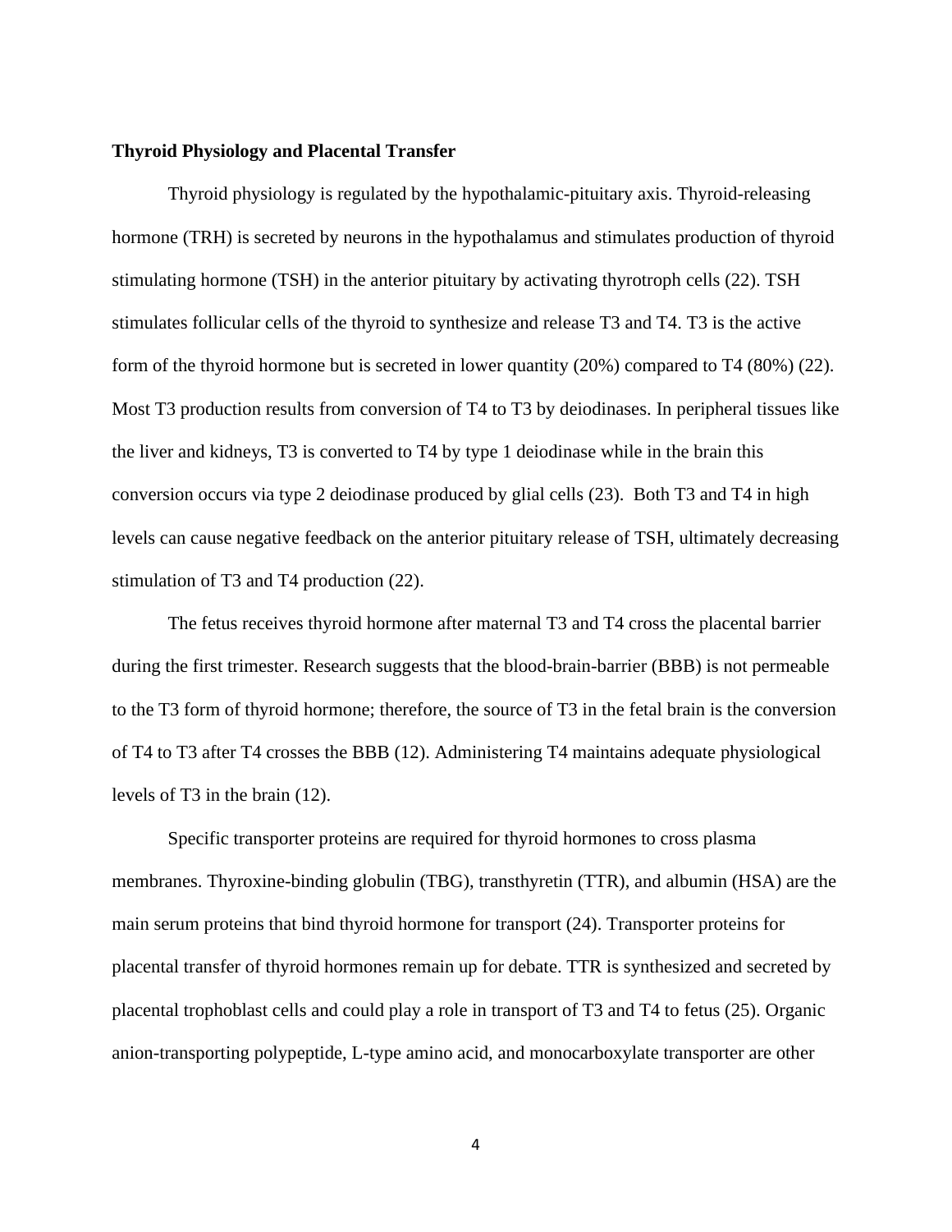**Thyroid Physiology and Placental Transfer**

Thyroid physiology is regulated by the hypothalamic-pituitary axis. Thyroid-releasing hormone (TRH) is secreted by neurons in the hypothalamus and stimulates production of thyroid stimulating hormone (TSH) in the anterior pituitary by activating thyrotroph cells (22). TSH stimulates follicular cells of the thyroid to synthesize and release T3 and T4. T3 is the active form of the thyroid hormone but is secreted in lower quantity (20%) compared to T4 (80%) (22). Most T3 production results from conversion of T4 to T3 by deiodinases. In peripheral tissues like the liver and kidneys, T3 is converted to T4 by type 1 deiodinase while in the brain this conversion occurs via type 2 deiodinase produced by glial cells (23). Both T3 and T4 in high levels can cause negative feedback on the anterior pituitary release of TSH, ultimately decreasing stimulation of T3 and T4 production (22).

The fetus receives thyroid hormone after maternal T3 and T4 cross the placental barrier during the first trimester. Research suggests that the blood-brain-barrier (BBB) is not permeable to the T3 form of thyroid hormone; therefore, the source of T3 in the fetal brain is the conversion of T4 to T3 after T4 crosses the BBB (12). Administering T4 maintains adequate physiological levels of T3 in the brain (12).

Specific transporter proteins are required for thyroid hormones to cross plasma membranes. Thyroxine-binding globulin (TBG), transthyretin (TTR), and albumin (HSA) are the main serum proteins that bind thyroid hormone for transport (24). Transporter proteins for placental transfer of thyroid hormones remain up for debate. TTR is synthesized and secreted by placental trophoblast cells and could play a role in transport of T3 and T4 to fetus (25). Organic anion-transporting polypeptide, L-type amino acid, and monocarboxylate transporter are other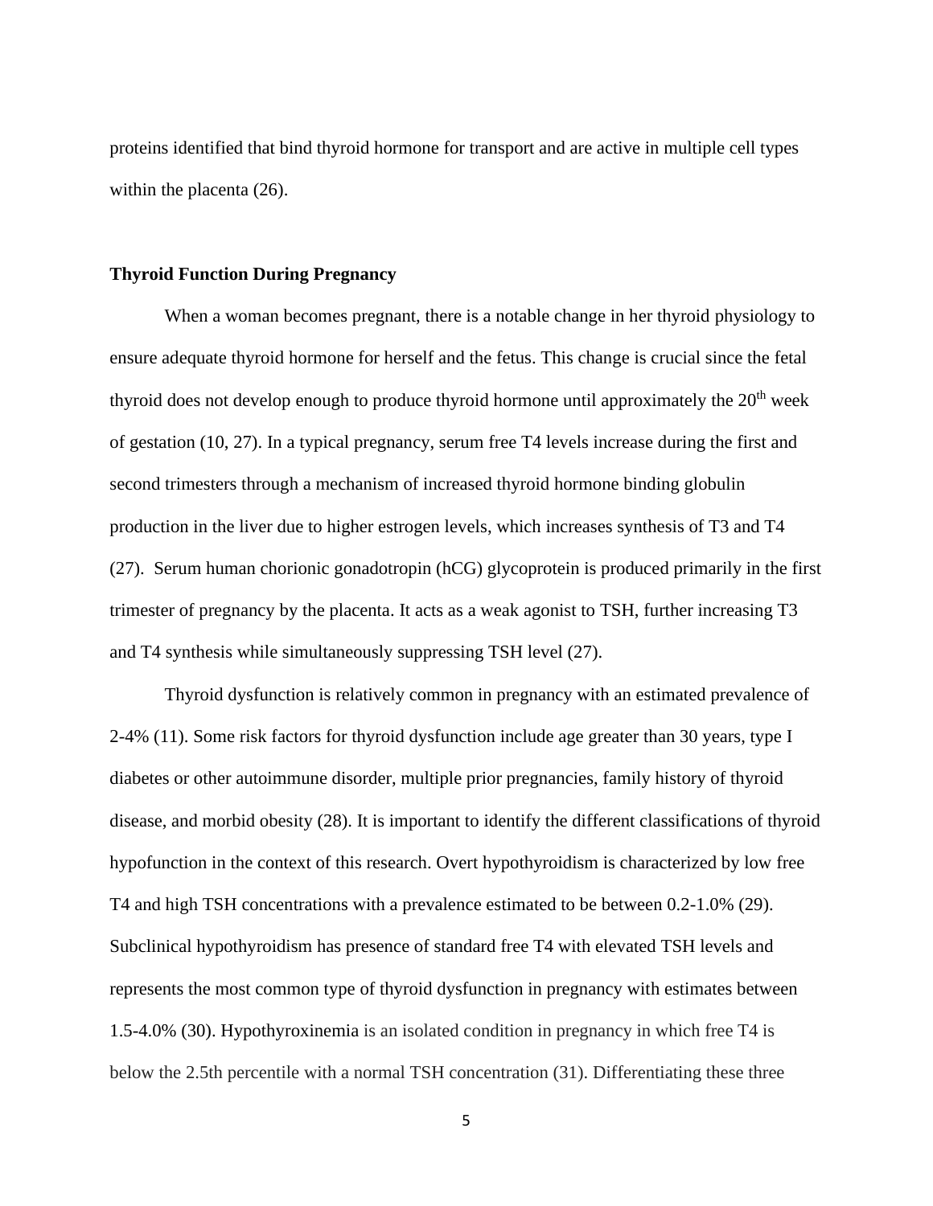proteins identified that bind thyroid hormone for transport and are active in multiple cell types within the placenta (26).

### Thyroid Function During Pregnancy

When a woman becomes pregnant, there is a notable change in her thyroid physiology to ensure adequate thyroid hormone for herself and the fetus. This change is crucial since the fetal thyroid does not develop enough to produce thyroid hormone until approximately the $20^{th}$ week of gestation (10, 27). In a typical pregnancy, serum free T4 levels increase during the first and second trimesters through a mechanism of increased thyroid hormone binding globulin production in the liver due to higher estrogen levels, which increases synthesis of T3 and T4 (27). Serum human chorionic gonadotropin (hCG) glycoprotein is produced primarily in the first trimester of pregnancy by the placenta. It acts as a weak agonist to TSH, further increasing T3 and T4 synthesis while simultaneously suppressing TSH level (27).

Thyroid dysfunction is relatively common in pregnancy with an estimated prevalence of 2-4% (11). Some risk factors for thyroid dysfunction include age greater than 30 years, type I diabetes or other autoimmune disorder, multiple prior pregnancies, family history of thyroid disease, and morbid obesity (28). It is important to identify the different classifications of thyroid hypofunction in the context of this research. Overt hypothyroidism is characterized by low free T4 and high TSH concentrations with a prevalence estimated to be between 0.2-1.0% (29). Subclinical hypothyroidism has presence of standard free T4 with elevated TSH levels and represents the most common type of thyroid dysfunction in pregnancy with estimates between 1.5-4.0% (30). Hypothyroxinemia is an isolated condition in pregnancy in which free T4 is below the 2.5th percentile with a normal TSH concentration (31). Differentiating these three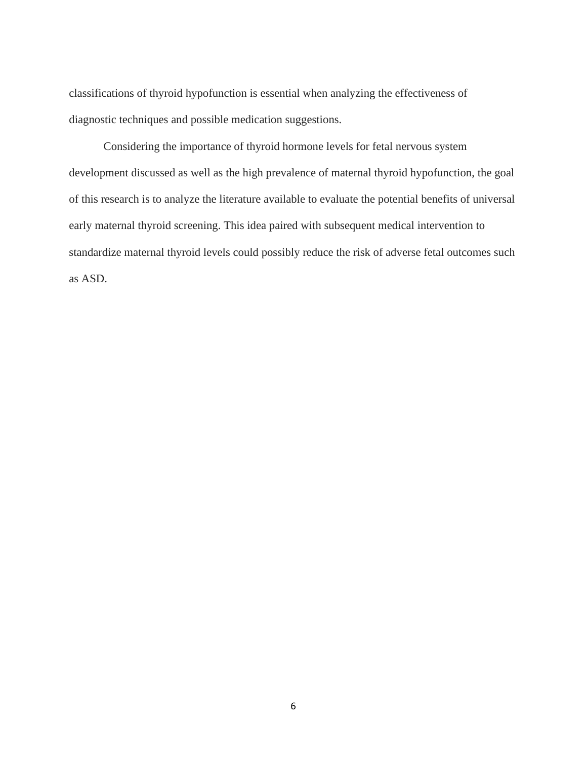classifications of thyroid hypofunction is essential when analyzing the effectiveness of diagnostic techniques and possible medication suggestions.

Considering the importance of thyroid hormone levels for fetal nervous system development discussed as well as the high prevalence of maternal thyroid hypofunction, the goal of this research is to analyze the literature available to evaluate the potential benefits of universal early maternal thyroid screening. This idea paired with subsequent medical intervention to standardize maternal thyroid levels could possibly reduce the risk of adverse fetal outcomes such as ASD.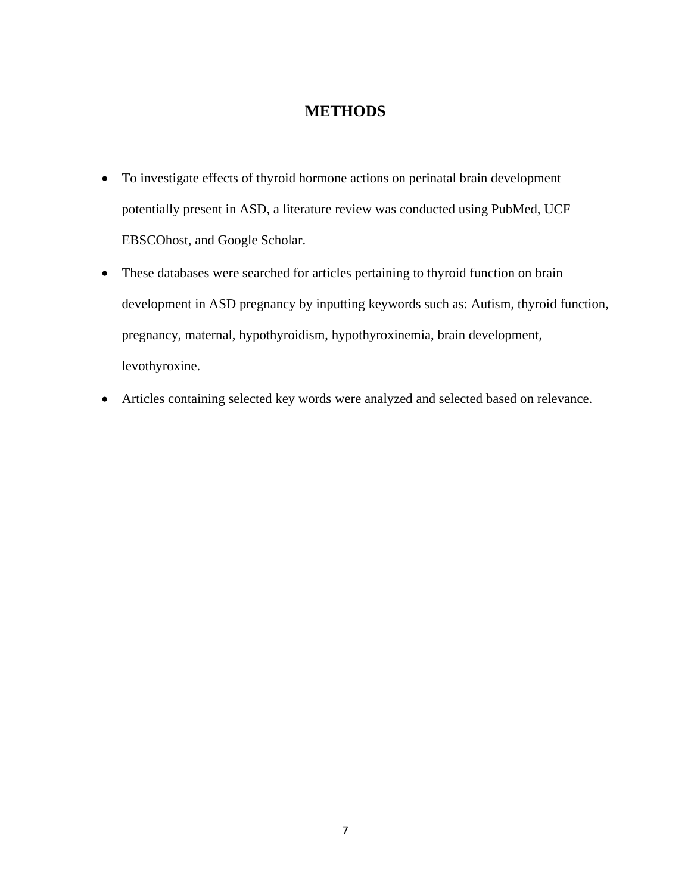# METHODS

- To investigate effects of thyroid hormone actions on perinatal brain development potentially present in ASD, a literature review was conducted using PubMed, UCF EBSCOhost, and Google Scholar.
- These databases were searched for articles pertaining to thyroid function on brain development in ASD pregnancy by inputting keywords such as: Autism, thyroid function, pregnancy, maternal, hypothyroidism, hypothyroxinemia, brain development, levothyroxine.
- Articles containing selected key words were analyzed and selected based on relevance.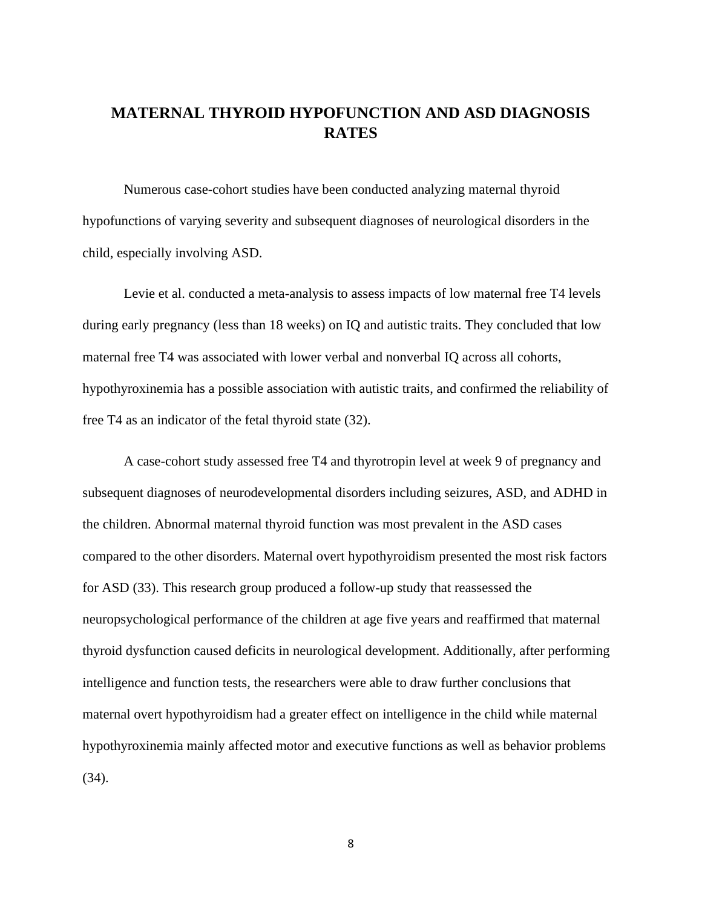# MATERNAL THYROID HYPOFUNCTION AND ASD DIAGNOSIS RATES

Numerous case-cohort studies have been conducted analyzing maternal thyroid hypofunctions of varying severity and subsequent diagnoses of neurological disorders in the child, especially involving ASD.

Levie et al. conducted a meta-analysis to assess impacts of low maternal free T4 levels during early pregnancy (less than 18 weeks) on IQ and autistic traits. They concluded that low maternal free T4 was associated with lower verbal and nonverbal IQ across all cohorts, hypothyroxinemia has a possible association with autistic traits, and confirmed the reliability of free T4 as an indicator of the fetal thyroid state (32).

A case-cohort study assessed free T4 and thyrotropin level at week 9 of pregnancy and subsequent diagnoses of neurodevelopmental disorders including seizures, ASD, and ADHD in the children. Abnormal maternal thyroid function was most prevalent in the ASD cases compared to the other disorders. Maternal overt hypothyroidism presented the most risk factors for ASD (33). This research group produced a follow-up study that reassessed the neuropsychological performance of the children at age five years and reaffirmed that maternal thyroid dysfunction caused deficits in neurological development. Additionally, after performing intelligence and function tests, the researchers were able to draw further conclusions that maternal overt hypothyroidism had a greater effect on intelligence in the child while maternal hypothyroxinemia mainly affected motor and executive functions as well as behavior problems (34).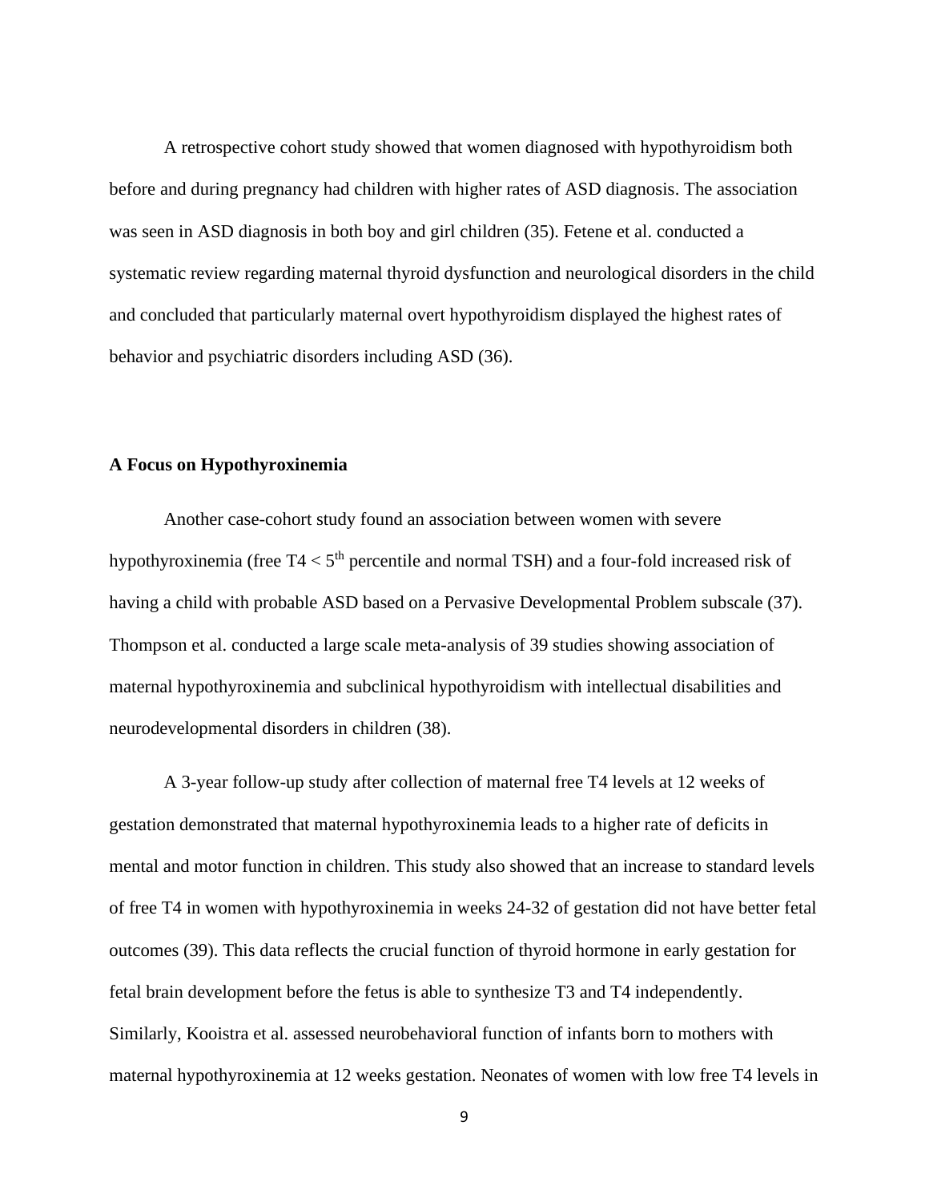A retrospective cohort study showed that women diagnosed with hypothyroidism both before and during pregnancy had children with higher rates of ASD diagnosis. The association was seen in ASD diagnosis in both boy and girl children (35). Fetene et al. conducted a systematic review regarding maternal thyroid dysfunction and neurological disorders in the child and concluded that particularly maternal overt hypothyroidism displayed the highest rates of behavior and psychiatric disorders including ASD (36).

**A Focus on Hypothyroxinemia**

Another case-cohort study found an association between women with severe hypothyroxinemia (free T4 < $5^{th}$ percentile and normal TSH) and a four-fold increased risk of having a child with probable ASD based on a Pervasive Developmental Problem subscale (37). Thompson et al. conducted a large scale meta-analysis of 39 studies showing association of maternal hypothyroxinemia and subclinical hypothyroidism with intellectual disabilities and neurodevelopmental disorders in children (38).

A 3-year follow-up study after collection of maternal free T4 levels at 12 weeks of gestation demonstrated that maternal hypothyroxinemia leads to a higher rate of deficits in mental and motor function in children. This study also showed that an increase to standard levels of free T4 in women with hypothyroxinemia in weeks 24-32 of gestation did not have better fetal outcomes (39). This data reflects the crucial function of thyroid hormone in early gestation for fetal brain development before the fetus is able to synthesize T3 and T4 independently. Similarly, Kooistra et al. assessed neurobehavioral function of infants born to mothers with maternal hypothyroxinemia at 12 weeks gestation. Neonates of women with low free T4 levels in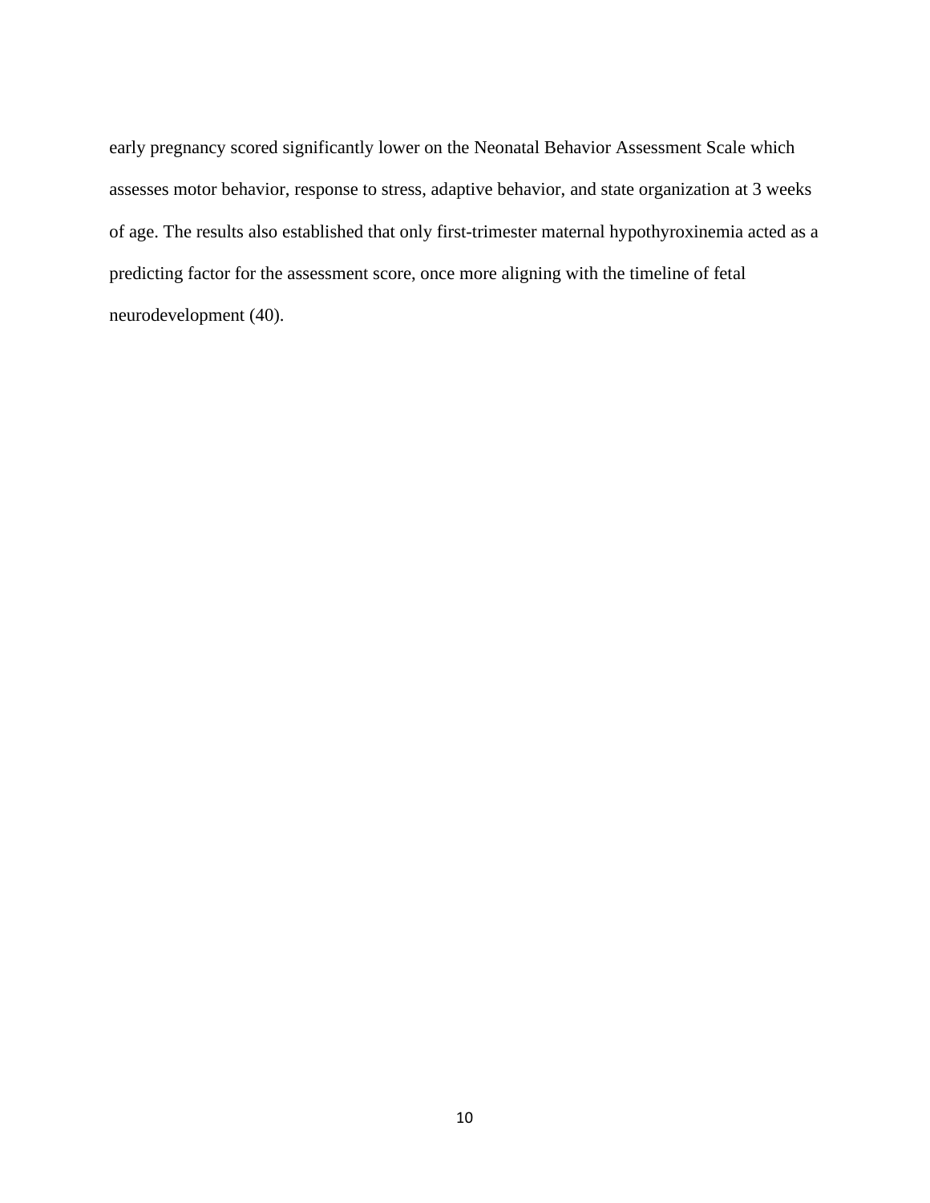early pregnancy scored significantly lower on the Neonatal Behavior Assessment Scale which assesses motor behavior, response to stress, adaptive behavior, and state organization at 3 weeks of age. The results also established that only first-trimester maternal hypothyroxinemia acted as a predicting factor for the assessment score, once more aligning with the timeline of fetal neurodevelopment (40).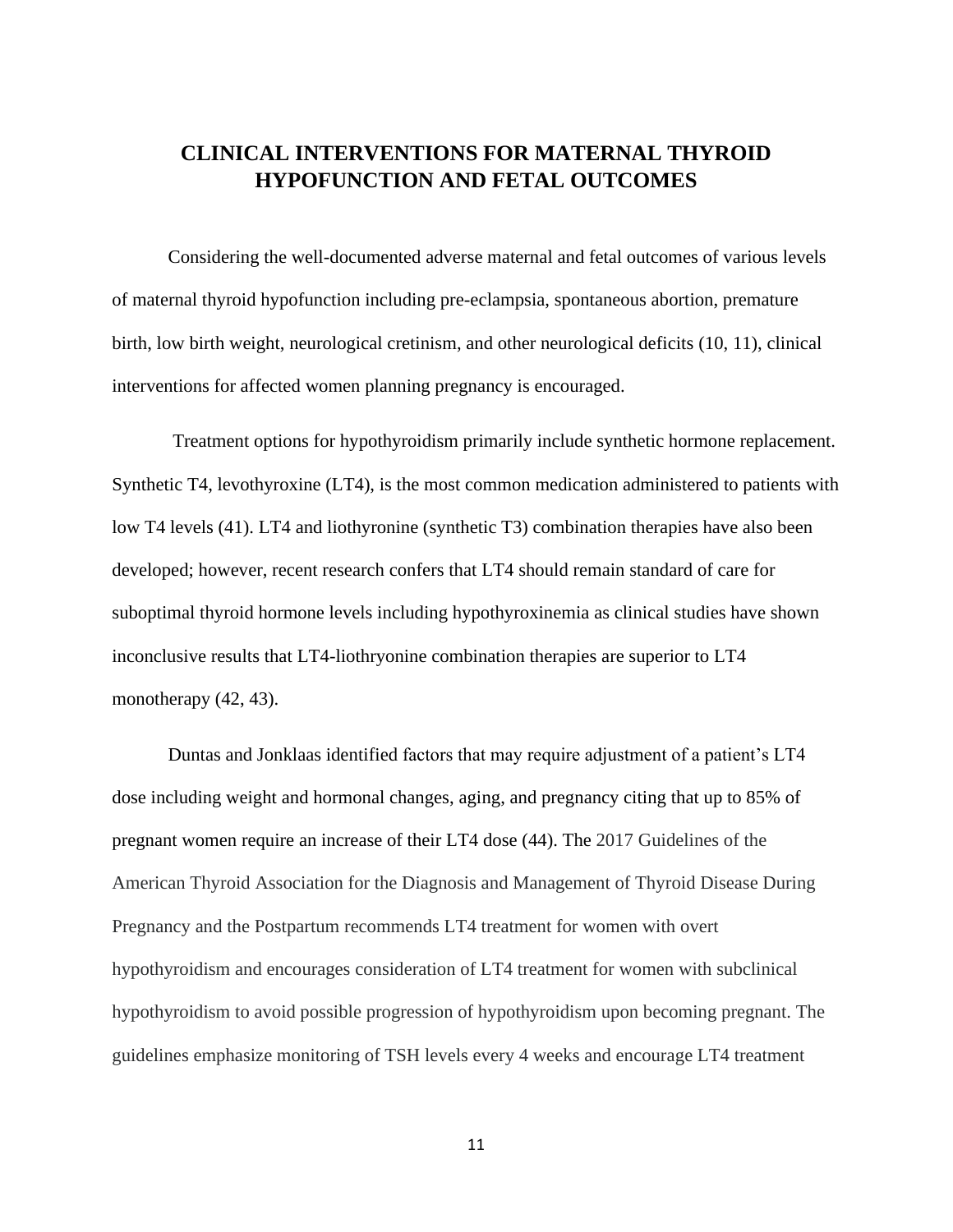# CLINICAL INTERVENTIONS FOR MATERNAL THYROID HYPOFUNCTION AND FETAL OUTCOMES

Considering the well-documented adverse maternal and fetal outcomes of various levels of maternal thyroid hypofunction including pre-eclampsia, spontaneous abortion, premature birth, low birth weight, neurological cretinism, and other neurological deficits (10, 11), clinical interventions for affected women planning pregnancy is encouraged.

Treatment options for hypothyroidism primarily include synthetic hormone replacement. Synthetic T4, levothyroxine (LT4), is the most common medication administered to patients with low T4 levels (41). LT4 and liothyronine (synthetic T3) combination therapies have also been developed; however, recent research confers that LT4 should remain standard of care for suboptimal thyroid hormone levels including hypothyroxinemia as clinical studies have shown inconclusive results that LT4-liothryonine combination therapies are superior to LT4 monotherapy (42, 43).

Duntas and Jonklaas identified factors that may require adjustment of a patient's LT4 dose including weight and hormonal changes, aging, and pregnancy citing that up to 85% of pregnant women require an increase of their LT4 dose (44). The 2017 Guidelines of the American Thyroid Association for the Diagnosis and Management of Thyroid Disease During Pregnancy and the Postpartum recommends LT4 treatment for women with overt hypothyroidism and encourages consideration of LT4 treatment for women with subclinical hypothyroidism to avoid possible progression of hypothyroidism upon becoming pregnant. The guidelines emphasize monitoring of TSH levels every 4 weeks and encourage LT4 treatment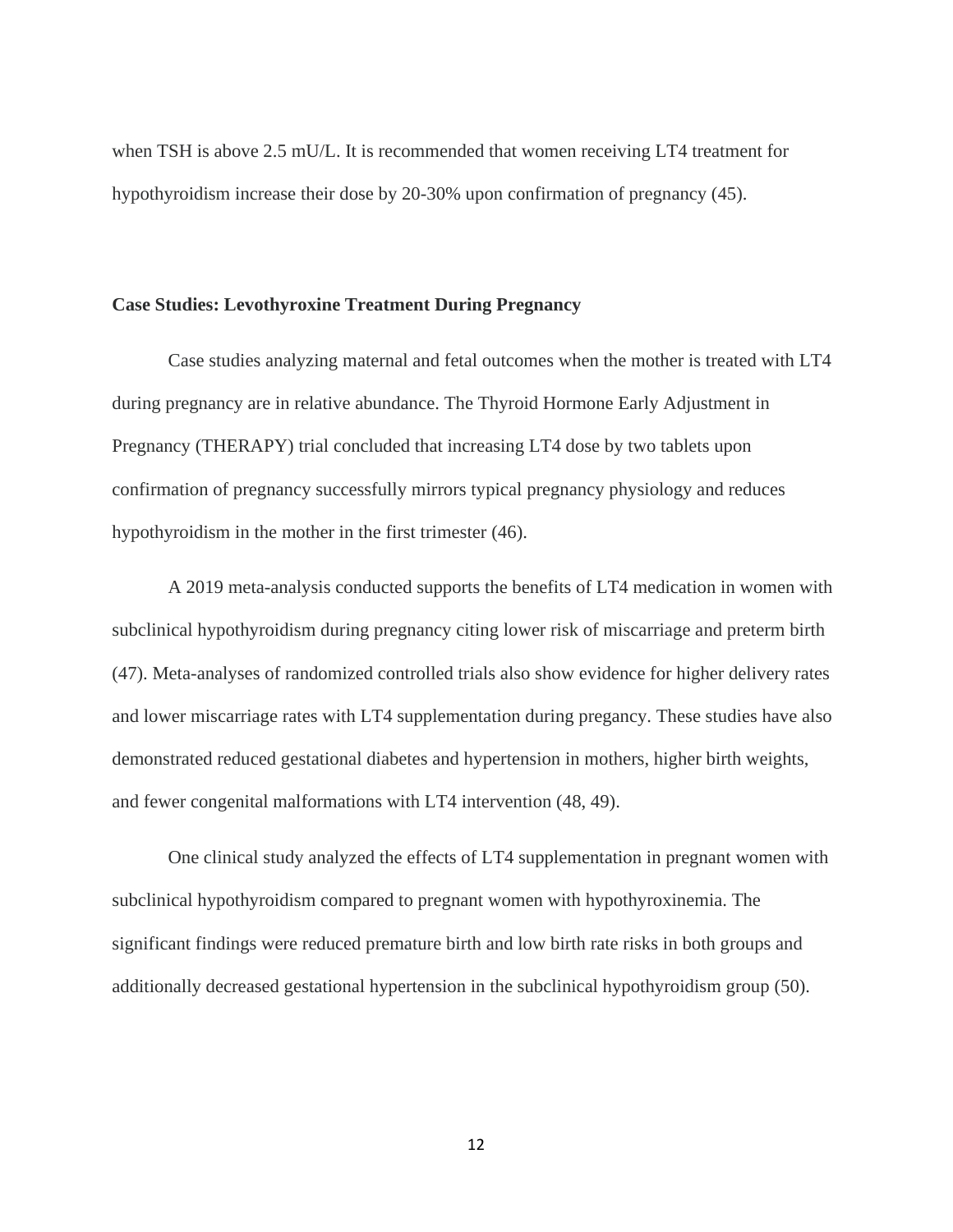when TSH is above 2.5 mU/L. It is recommended that women receiving LT4 treatment for hypothyroidism increase their dose by 20-30% upon confirmation of pregnancy (45).

**Case Studies: Levothyroxine Treatment During Pregnancy**

Case studies analyzing maternal and fetal outcomes when the mother is treated with LT4 during pregnancy are in relative abundance. The Thyroid Hormone Early Adjustment in Pregnancy (THERAPY) trial concluded that increasing LT4 dose by two tablets upon confirmation of pregnancy successfully mirrors typical pregnancy physiology and reduces hypothyroidism in the mother in the first trimester (46).

A 2019 meta-analysis conducted supports the benefits of LT4 medication in women with subclinical hypothyroidism during pregnancy citing lower risk of miscarriage and preterm birth (47). Meta-analyses of randomized controlled trials also show evidence for higher delivery rates and lower miscarriage rates with LT4 supplementation during pregancy. These studies have also demonstrated reduced gestational diabetes and hypertension in mothers, higher birth weights, and fewer congenital malformations with LT4 intervention (48, 49).

One clinical study analyzed the effects of LT4 supplementation in pregnant women with subclinical hypothyroidism compared to pregnant women with hypothyroxinemia. The significant findings were reduced premature birth and low birth rate risks in both groups and additionally decreased gestational hypertension in the subclinical hypothyroidism group (50).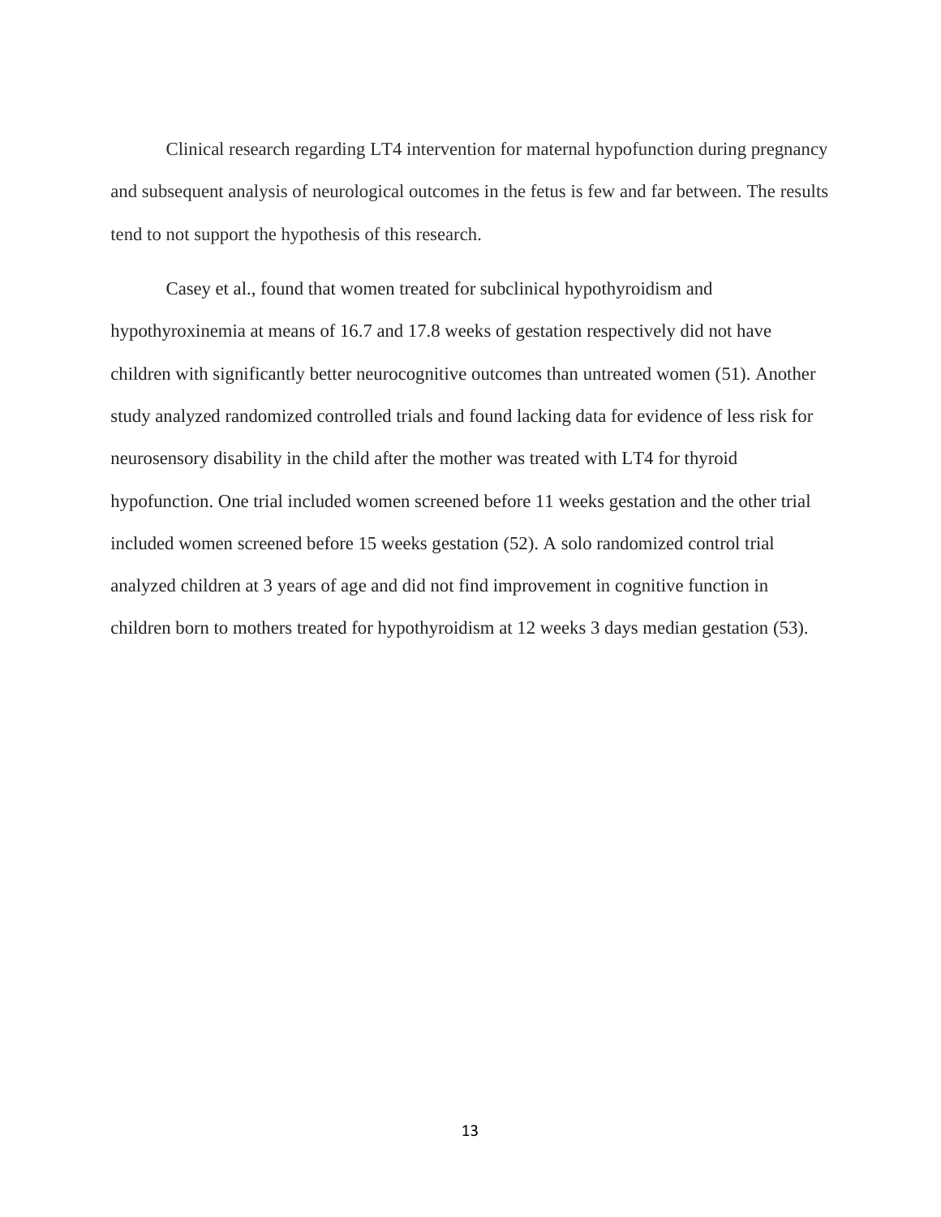Clinical research regarding LT4 intervention for maternal hypofunction during pregnancy and subsequent analysis of neurological outcomes in the fetus is few and far between. The results tend to not support the hypothesis of this research.

Casey et al., found that women treated for subclinical hypothyroidism and hypothyroxinemia at means of 16.7 and 17.8 weeks of gestation respectively did not have children with significantly better neurocognitive outcomes than untreated women (51). Another study analyzed randomized controlled trials and found lacking data for evidence of less risk for neurosensory disability in the child after the mother was treated with LT4 for thyroid hypofunction. One trial included women screened before 11 weeks gestation and the other trial included women screened before 15 weeks gestation (52). A solo randomized control trial analyzed children at 3 years of age and did not find improvement in cognitive function in children born to mothers treated for hypothyroidism at 12 weeks 3 days median gestation (53).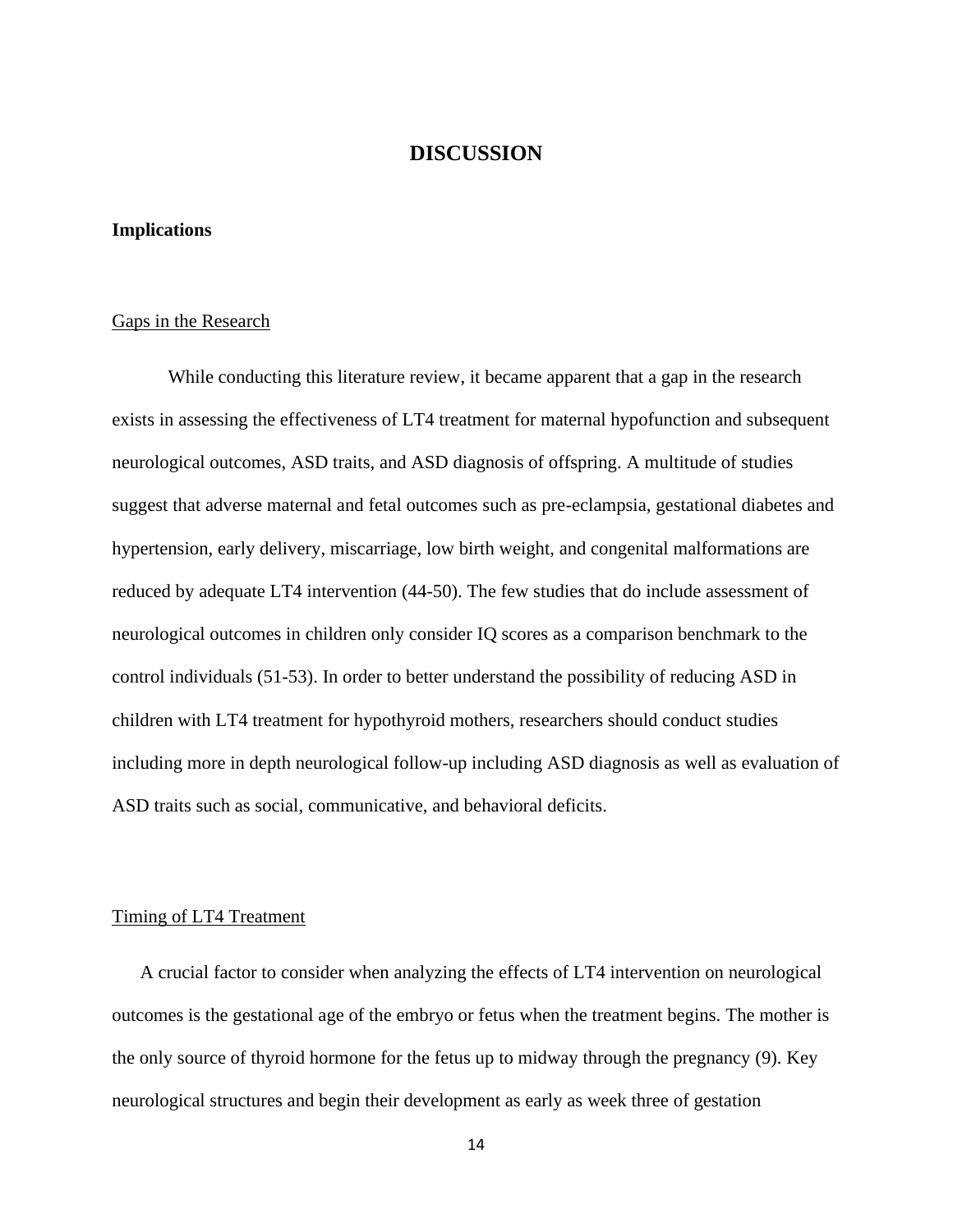# DISCUSSION

## Implications

### Gaps in the Research

While conducting this literature review, it became apparent that a gap in the research exists in assessing the effectiveness of LT4 treatment for maternal hypofunction and subsequent neurological outcomes, ASD traits, and ASD diagnosis of offspring. A multitude of studies suggest that adverse maternal and fetal outcomes such as pre-eclampsia, gestational diabetes and hypertension, early delivery, miscarriage, low birth weight, and congenital malformations are reduced by adequate LT4 intervention (44-50). The few studies that do include assessment of neurological outcomes in children only consider IQ scores as a comparison benchmark to the control individuals (51-53). In order to better understand the possibility of reducing ASD in children with LT4 treatment for hypothyroid mothers, researchers should conduct studies including more in depth neurological follow-up including ASD diagnosis as well as evaluation of ASD traits such as social, communicative, and behavioral deficits.

### Timing of LT4 Treatment

A crucial factor to consider when analyzing the effects of LT4 intervention on neurological outcomes is the gestational age of the embryo or fetus when the treatment begins. The mother is the only source of thyroid hormone for the fetus up to midway through the pregnancy (9). Key neurological structures and begin their development as early as week three of gestation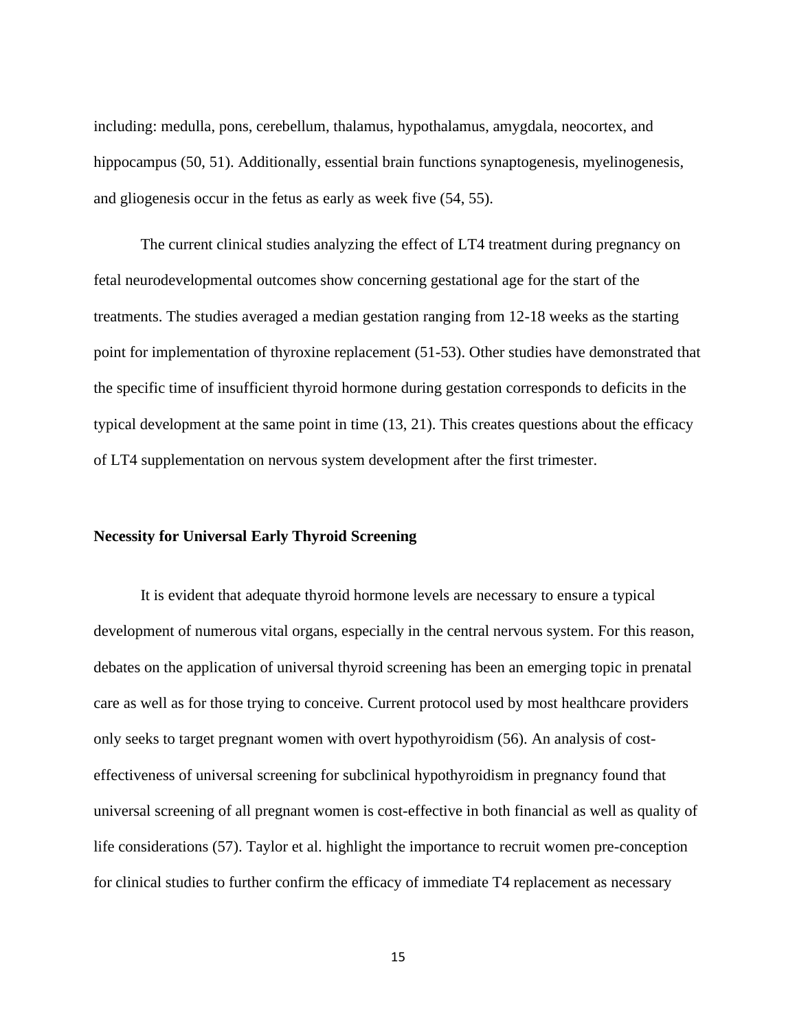including: medulla, pons, cerebellum, thalamus, hypothalamus, amygdala, neocortex, and hippocampus (50, 51). Additionally, essential brain functions synaptogenesis, myelinogenesis, and gliogenesis occur in the fetus as early as week five (54, 55).

The current clinical studies analyzing the effect of LT4 treatment during pregnancy on fetal neurodevelopmental outcomes show concerning gestational age for the start of the treatments. The studies averaged a median gestation ranging from 12-18 weeks as the starting point for implementation of thyroxine replacement (51-53). Other studies have demonstrated that the specific time of insufficient thyroid hormone during gestation corresponds to deficits in the typical development at the same point in time (13, 21). This creates questions about the efficacy of LT4 supplementation on nervous system development after the first trimester.

**Necessity for Universal Early Thyroid Screening**

It is evident that adequate thyroid hormone levels are necessary to ensure a typical development of numerous vital organs, especially in the central nervous system. For this reason, debates on the application of universal thyroid screening has been an emerging topic in prenatal care as well as for those trying to conceive. Current protocol used by most healthcare providers only seeks to target pregnant women with overt hypothyroidism (56). An analysis of cost-effectiveness of universal screening for subclinical hypothyroidism in pregnancy found that universal screening of all pregnant women is cost-effective in both financial as well as quality of life considerations (57). Taylor et al. highlight the importance to recruit women pre-conception for clinical studies to further confirm the efficacy of immediate T4 replacement as necessary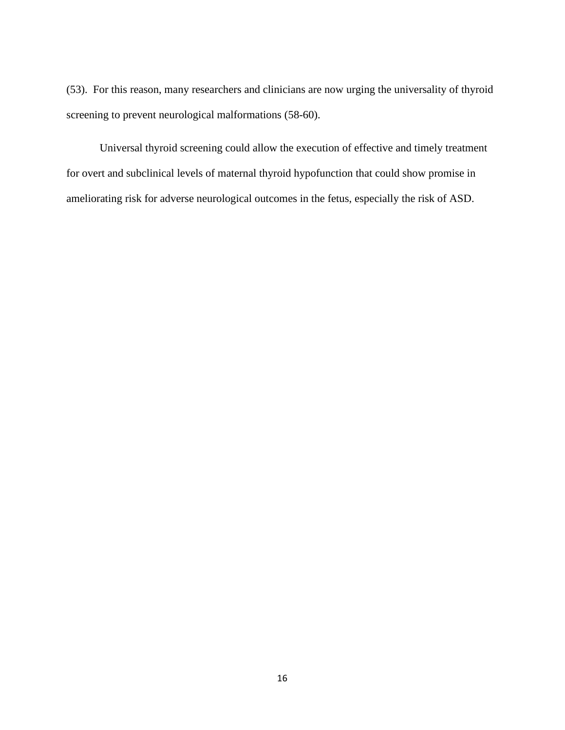(53). For this reason, many researchers and clinicians are now urging the universality of thyroid screening to prevent neurological malformations (58-60).

Universal thyroid screening could allow the execution of effective and timely treatment for overt and subclinical levels of maternal thyroid hypofunction that could show promise in ameliorating risk for adverse neurological outcomes in the fetus, especially the risk of ASD.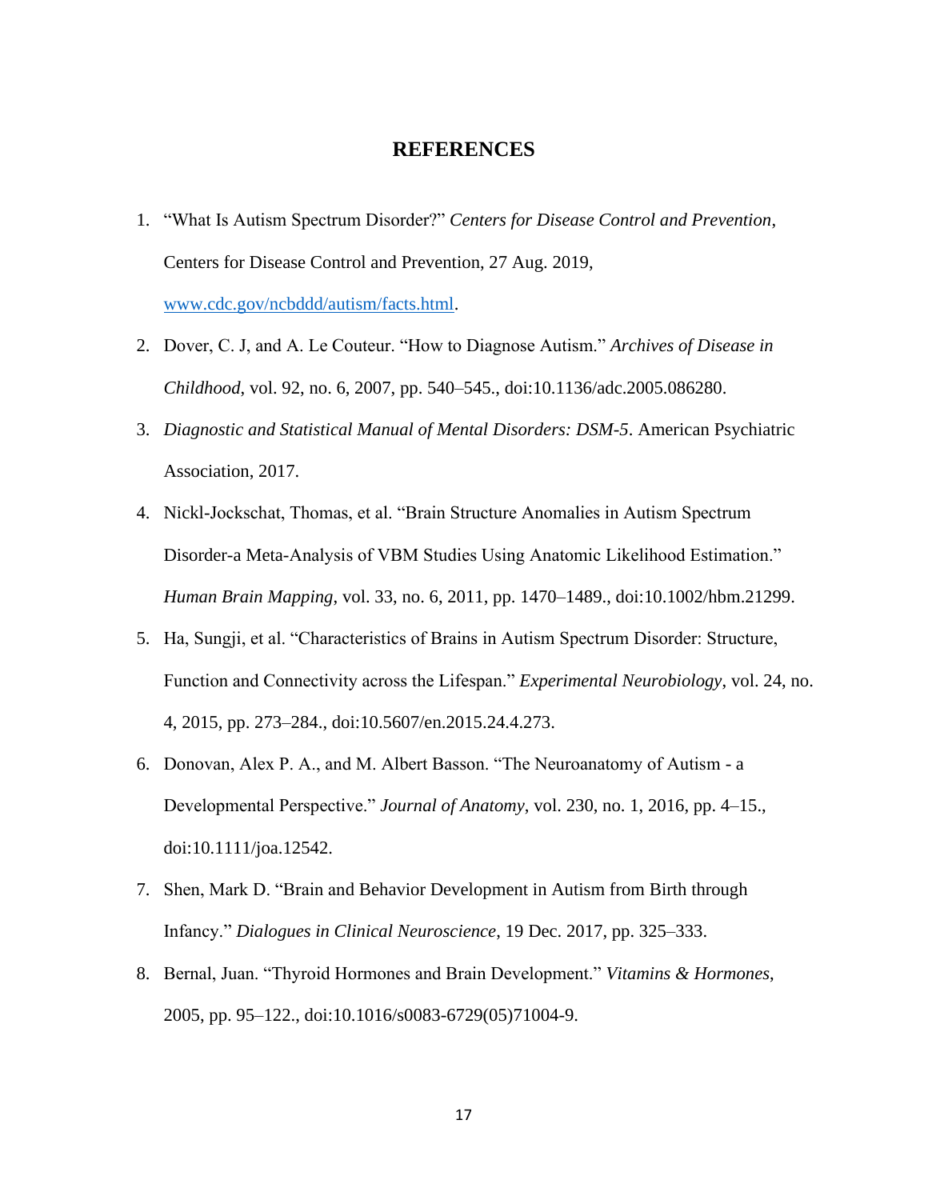# REFERENCES

1. "What Is Autism Spectrum Disorder?" *Centers for Disease Control and Prevention*, Centers for Disease Control and Prevention, 27 Aug. 2019, www.cdc.gov/ncbddd/autism/facts.html.
2. Dover, C. J, and A. Le Couteur. "How to Diagnose Autism." *Archives of Disease in Childhood*, vol. 92, no. 6, 2007, pp. 540–545., doi:10.1136/adc.2005.086280.
3. *Diagnostic and Statistical Manual of Mental Disorders: DSM-5*. American Psychiatric Association, 2017.
4. Nickl-Jockschat, Thomas, et al. "Brain Structure Anomalies in Autism Spectrum Disorder-a Meta-Analysis of VBM Studies Using Anatomic Likelihood Estimation." *Human Brain Mapping*, vol. 33, no. 6, 2011, pp. 1470–1489., doi:10.1002/hbm.21299.
5. Ha, Sungji, et al. "Characteristics of Brains in Autism Spectrum Disorder: Structure, Function and Connectivity across the Lifespan." *Experimental Neurobiology*, vol. 24, no. 4, 2015, pp. 273–284., doi:10.5607/en.2015.24.4.273.
6. Donovan, Alex P. A., and M. Albert Basson. "The Neuroanatomy of Autism - a Developmental Perspective." *Journal of Anatomy*, vol. 230, no. 1, 2016, pp. 4–15., doi:10.1111/joa.12542.
7. Shen, Mark D. "Brain and Behavior Development in Autism from Birth through Infancy." *Dialogues in Clinical Neuroscience*, 19 Dec. 2017, pp. 325–333.
8. Bernal, Juan. "Thyroid Hormones and Brain Development." *Vitamins & Hormones*, 2005, pp. 95–122., doi:10.1016/s0083-6729(05)71004-9.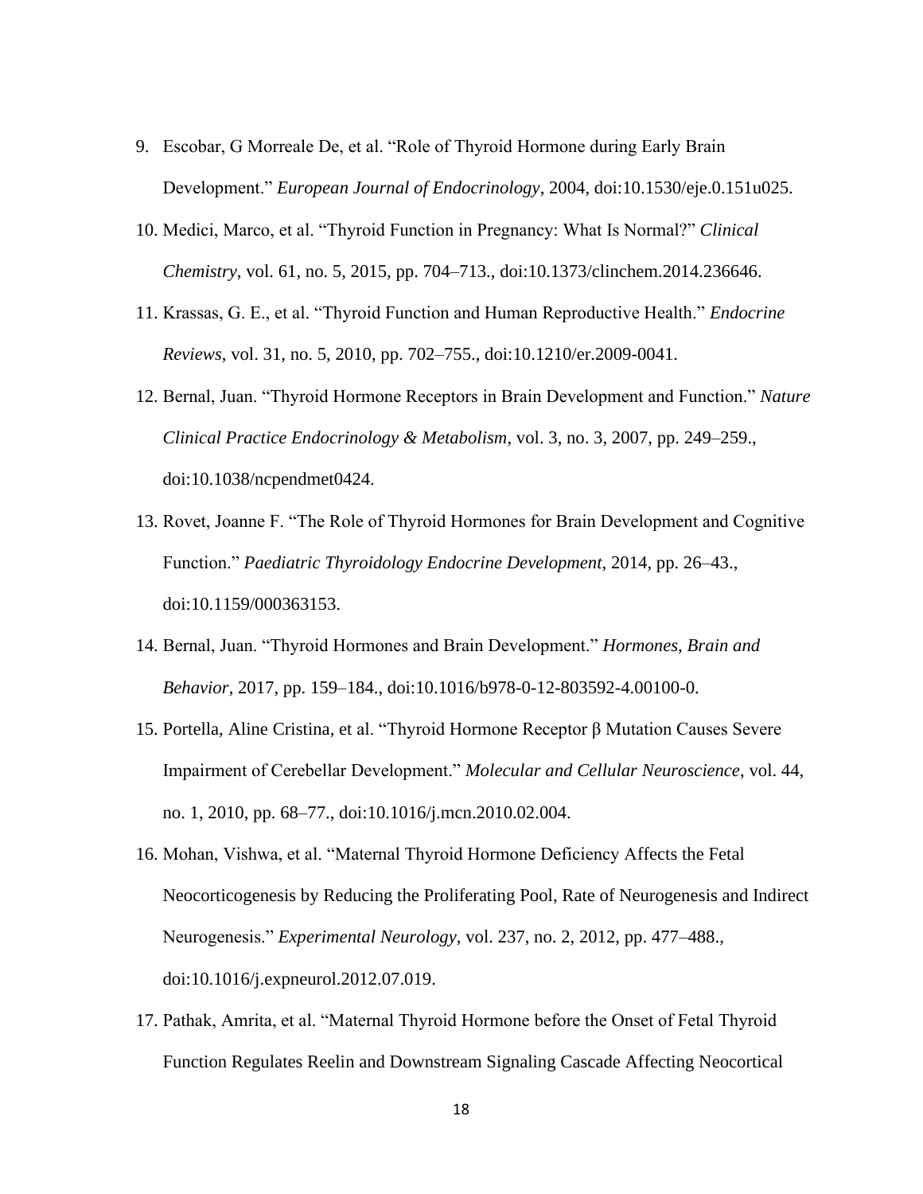9. Escobar, G Morreale De, et al. "Role of Thyroid Hormone during Early Brain Development." *European Journal of Endocrinology*, 2004, doi:10.1530/eje.0.151u025.
10. Medici, Marco, et al. "Thyroid Function in Pregnancy: What Is Normal?" *Clinical Chemistry*, vol. 61, no. 5, 2015, pp. 704–713., doi:10.1373/clinchem.2014.236646.
11. Krassas, G. E., et al. "Thyroid Function and Human Reproductive Health." *Endocrine Reviews*, vol. 31, no. 5, 2010, pp. 702–755., doi:10.1210/er.2009-0041.
12. Bernal, Juan. "Thyroid Hormone Receptors in Brain Development and Function." *Nature Clinical Practice Endocrinology & Metabolism*, vol. 3, no. 3, 2007, pp. 249–259., doi:10.1038/ncpendmet0424.
13. Rovet, Joanne F. "The Role of Thyroid Hormones for Brain Development and Cognitive Function." *Paediatric Thyroidology Endocrine Development*, 2014, pp. 26–43., doi:10.1159/000363153.
14. Bernal, Juan. "Thyroid Hormones and Brain Development." *Hormones, Brain and Behavior*, 2017, pp. 159–184., doi:10.1016/b978-0-12-803592-4.00100-0.
15. Portella, Aline Cristina, et al. "Thyroid Hormone Receptor β Mutation Causes Severe Impairment of Cerebellar Development." *Molecular and Cellular Neuroscience*, vol. 44, no. 1, 2010, pp. 68–77., doi:10.1016/j.mcn.2010.02.004.
16. Mohan, Vishwa, et al. "Maternal Thyroid Hormone Deficiency Affects the Fetal Neocorticogenesis by Reducing the Proliferating Pool, Rate of Neurogenesis and Indirect Neurogenesis." *Experimental Neurology*, vol. 237, no. 2, 2012, pp. 477–488., doi:10.1016/j.expneurol.2012.07.019.
17. Pathak, Amrita, et al. "Maternal Thyroid Hormone before the Onset of Fetal Thyroid Function Regulates Reelin and Downstream Signaling Cascade Affecting Neocortical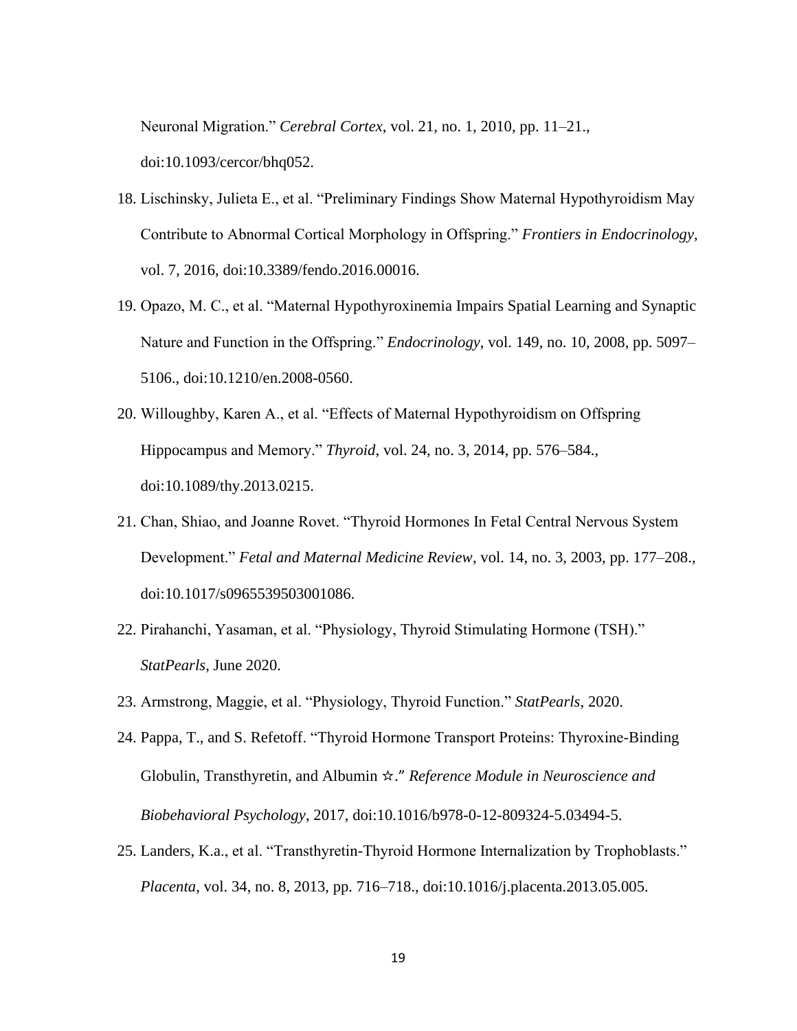Neuronal Migration." *Cerebral Cortex*, vol. 21, no. 1, 2010, pp. 11–21., doi:10.1093/cercor/bhq052.

18. Lischinsky, Julieta E., et al. "Preliminary Findings Show Maternal Hypothyroidism May Contribute to Abnormal Cortical Morphology in Offspring." *Frontiers in Endocrinology*, vol. 7, 2016, doi:10.3389/fendo.2016.00016.
19. Opazo, M. C., et al. "Maternal Hypothyroxinemia Impairs Spatial Learning and Synaptic Nature and Function in the Offspring." *Endocrinology*, vol. 149, no. 10, 2008, pp. 5097–5106., doi:10.1210/en.2008-0560.
20. Willoughby, Karen A., et al. "Effects of Maternal Hypothyroidism on Offspring Hippocampus and Memory." *Thyroid*, vol. 24, no. 3, 2014, pp. 576–584., doi:10.1089/thy.2013.0215.
21. Chan, Shiao, and Joanne Rovet. "Thyroid Hormones In Fetal Central Nervous System Development." *Fetal and Maternal Medicine Review*, vol. 14, no. 3, 2003, pp. 177–208., doi:10.1017/s0965539503001086.
22. Pirahanchi, Yasaman, et al. "Physiology, Thyroid Stimulating Hormone (TSH)." *StatPearls*, June 2020.
23. Armstrong, Maggie, et al. "Physiology, Thyroid Function." *StatPearls*, 2020.
24. Pappa, T., and S. Refetoff. "Thyroid Hormone Transport Proteins: Thyroxine-Binding Globulin, Transthyretin, and Albumin ☆." *Reference Module in Neuroscience and Biobehavioral Psychology*, 2017, doi:10.1016/b978-0-12-809324-5.03494-5.
25. Landers, K.a., et al. "Transthyretin-Thyroid Hormone Internalization by Trophoblasts." *Placenta*, vol. 34, no. 8, 2013, pp. 716–718., doi:10.1016/j.placenta.2013.05.005.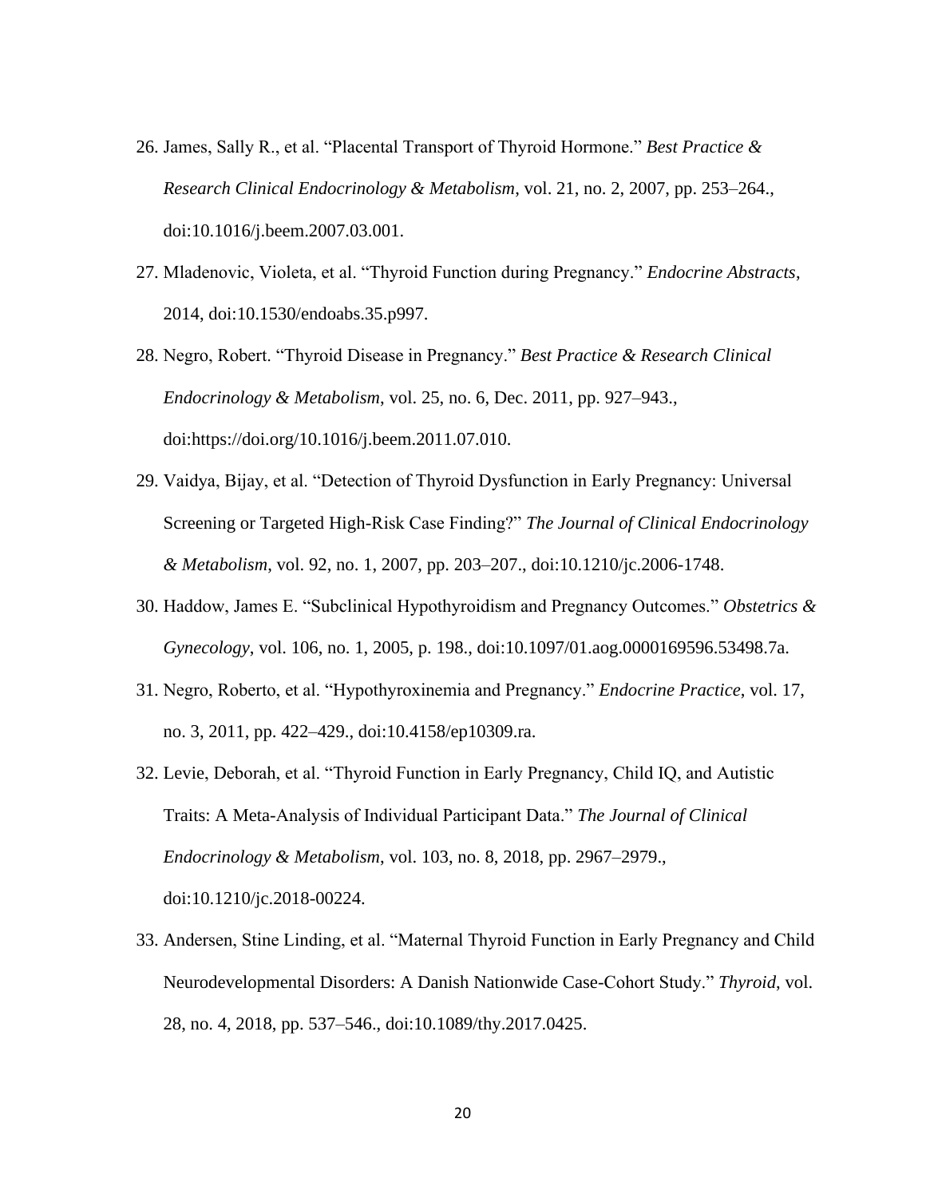26. James, Sally R., et al. "Placental Transport of Thyroid Hormone." *Best Practice & Research Clinical Endocrinology & Metabolism*, vol. 21, no. 2, 2007, pp. 253–264., doi:10.1016/j.beem.2007.03.001.

27. Mladenovic, Violeta, et al. "Thyroid Function during Pregnancy." *Endocrine Abstracts*, 2014, doi:10.1530/endoabs.35.p997.

28. Negro, Robert. "Thyroid Disease in Pregnancy." *Best Practice & Research Clinical Endocrinology & Metabolism*, vol. 25, no. 6, Dec. 2011, pp. 927–943., doi:https://doi.org/10.1016/j.beem.2011.07.010.

29. Vaidya, Bijay, et al. "Detection of Thyroid Dysfunction in Early Pregnancy: Universal Screening or Targeted High-Risk Case Finding?" *The Journal of Clinical Endocrinology & Metabolism*, vol. 92, no. 1, 2007, pp. 203–207., doi:10.1210/jc.2006-1748.

30. Haddow, James E. "Subclinical Hypothyroidism and Pregnancy Outcomes." *Obstetrics & Gynecology*, vol. 106, no. 1, 2005, p. 198., doi:10.1097/01.aog.0000169596.53498.7a.

31. Negro, Roberto, et al. "Hypothyroxinemia and Pregnancy." *Endocrine Practice*, vol. 17, no. 3, 2011, pp. 422–429., doi:10.4158/ep10309.ra.

32. Levie, Deborah, et al. "Thyroid Function in Early Pregnancy, Child IQ, and Autistic Traits: A Meta-Analysis of Individual Participant Data." *The Journal of Clinical Endocrinology & Metabolism*, vol. 103, no. 8, 2018, pp. 2967–2979., doi:10.1210/jc.2018-00224.

33. Andersen, Stine Linding, et al. "Maternal Thyroid Function in Early Pregnancy and Child Neurodevelopmental Disorders: A Danish Nationwide Case-Cohort Study." *Thyroid*, vol. 28, no. 4, 2018, pp. 537–546., doi:10.1089/thy.2017.0425.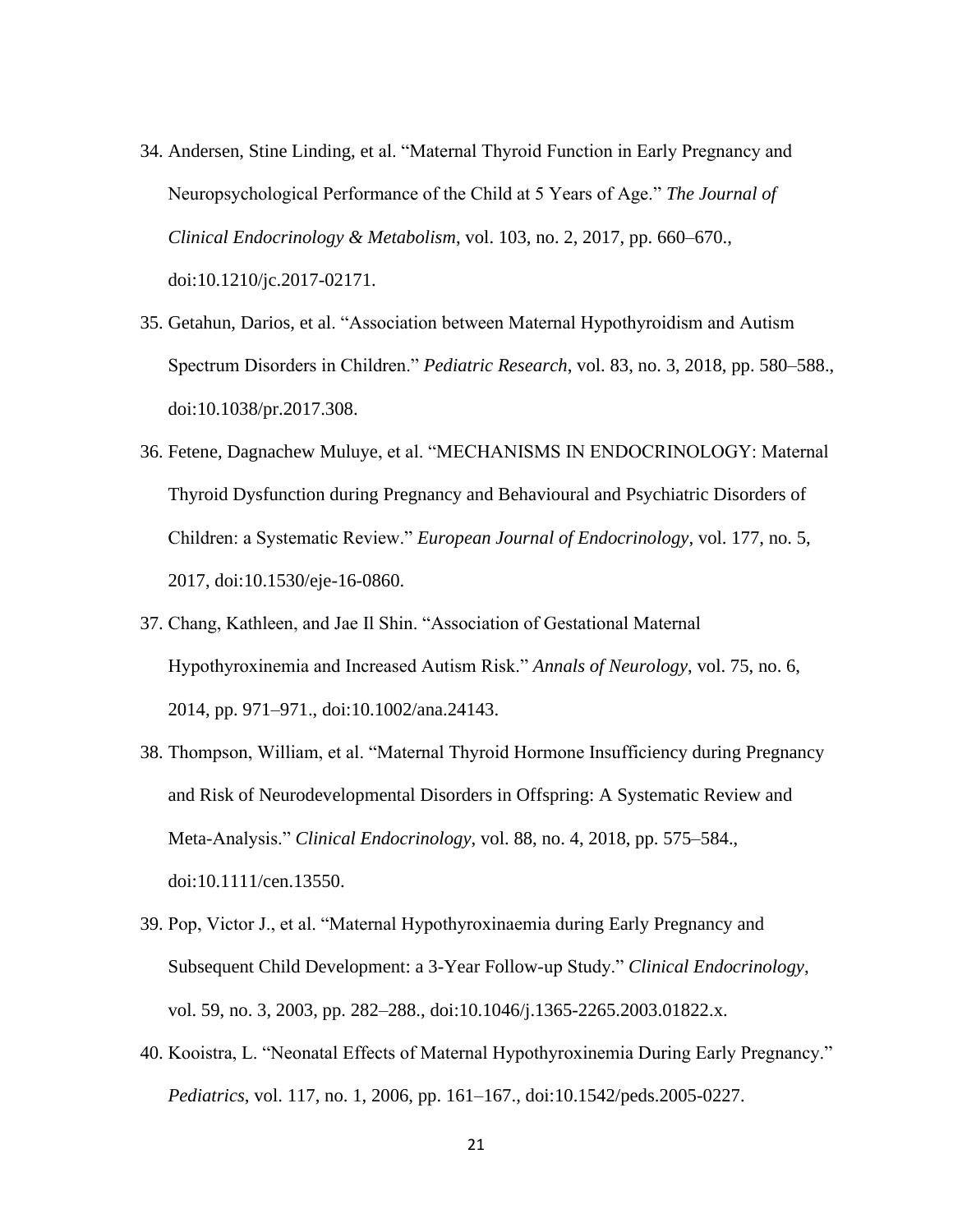34. Andersen, Stine Linding, et al. “Maternal Thyroid Function in Early Pregnancy and Neuropsychological Performance of the Child at 5 Years of Age.” *The Journal of Clinical Endocrinology & Metabolism*, vol. 103, no. 2, 2017, pp. 660–670., doi:10.1210/jc.2017-02171.
35. Getahun, Darios, et al. “Association between Maternal Hypothyroidism and Autism Spectrum Disorders in Children.” *Pediatric Research*, vol. 83, no. 3, 2018, pp. 580–588., doi:10.1038/pr.2017.308.
36. Fetene, Dagnachew Muluye, et al. “MECHANISMS IN ENDOCRINOLOGY: Maternal Thyroid Dysfunction during Pregnancy and Behavioural and Psychiatric Disorders of Children: a Systematic Review.” *European Journal of Endocrinology*, vol. 177, no. 5, 2017, doi:10.1530/eje-16-0860.
37. Chang, Kathleen, and Jae Il Shin. “Association of Gestational Maternal Hypothyroxinemia and Increased Autism Risk.” *Annals of Neurology*, vol. 75, no. 6, 2014, pp. 971–971., doi:10.1002/ana.24143.
38. Thompson, William, et al. “Maternal Thyroid Hormone Insufficiency during Pregnancy and Risk of Neurodevelopmental Disorders in Offspring: A Systematic Review and Meta-Analysis.” *Clinical Endocrinology*, vol. 88, no. 4, 2018, pp. 575–584., doi:10.1111/cen.13550.
39. Pop, Victor J., et al. “Maternal Hypothyroxinaemia during Early Pregnancy and Subsequent Child Development: a 3-Year Follow-up Study.” *Clinical Endocrinology*, vol. 59, no. 3, 2003, pp. 282–288., doi:10.1046/j.1365-2265.2003.01822.x.
40. Kooistra, L. “Neonatal Effects of Maternal Hypothyroxinemia During Early Pregnancy.” *Pediatrics*, vol. 117, no. 1, 2006, pp. 161–167., doi:10.1542/peds.2005-0227.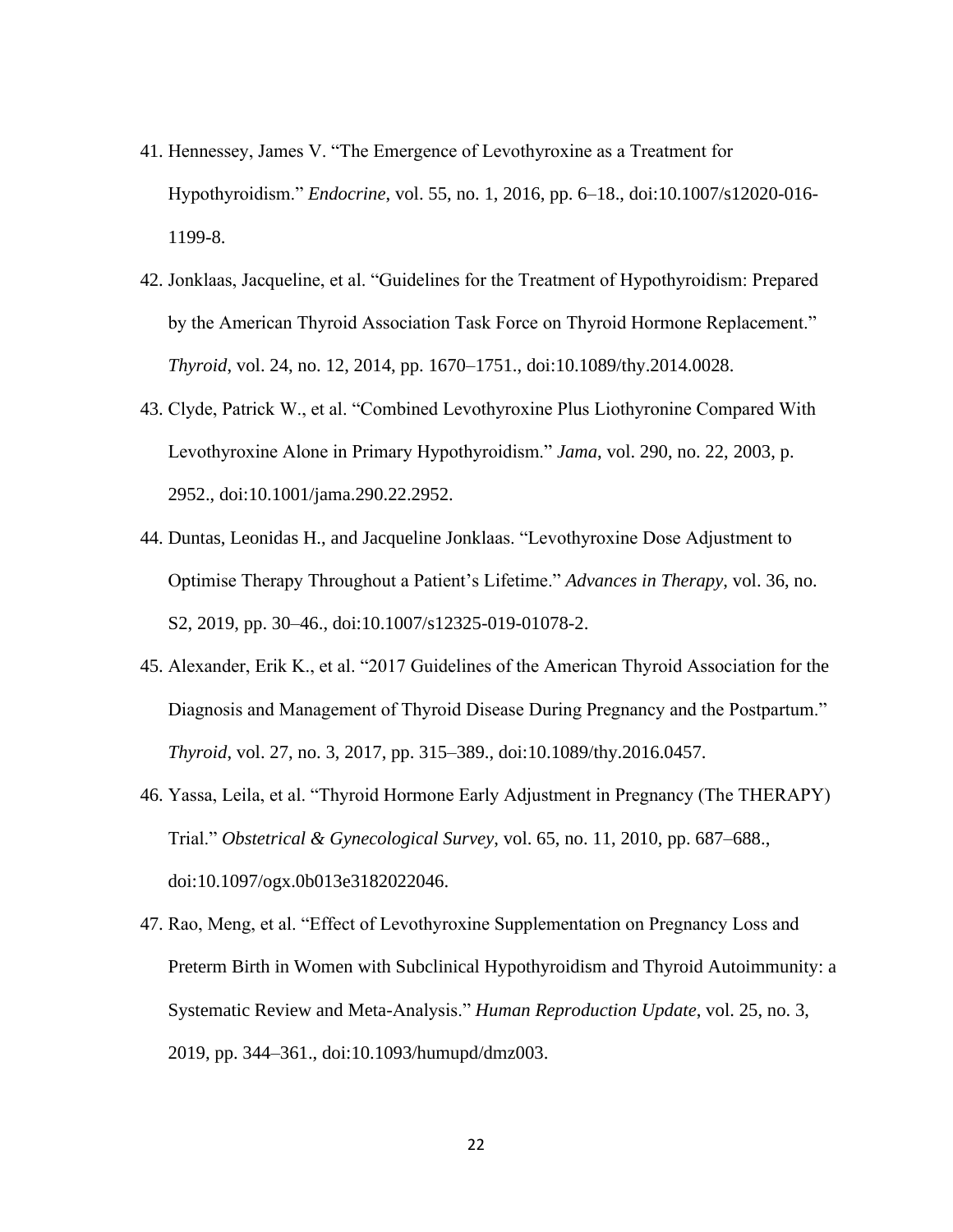41. Hennessey, James V. "The Emergence of Levothyroxine as a Treatment for Hypothyroidism." *Endocrine*, vol. 55, no. 1, 2016, pp. 6–18., doi:10.1007/s12020-016-1199-8.
42. Jonklaas, Jacqueline, et al. "Guidelines for the Treatment of Hypothyroidism: Prepared by the American Thyroid Association Task Force on Thyroid Hormone Replacement." *Thyroid*, vol. 24, no. 12, 2014, pp. 1670–1751., doi:10.1089/thy.2014.0028.
43. Clyde, Patrick W., et al. "Combined Levothyroxine Plus Liothyronine Compared With Levothyroxine Alone in Primary Hypothyroidism." *Jama*, vol. 290, no. 22, 2003, p. 2952., doi:10.1001/jama.290.22.2952.
44. Duntas, Leonidas H., and Jacqueline Jonklaas. "Levothyroxine Dose Adjustment to Optimise Therapy Throughout a Patient's Lifetime." *Advances in Therapy*, vol. 36, no. S2, 2019, pp. 30–46., doi:10.1007/s12325-019-01078-2.
45. Alexander, Erik K., et al. "2017 Guidelines of the American Thyroid Association for the Diagnosis and Management of Thyroid Disease During Pregnancy and the Postpartum." *Thyroid*, vol. 27, no. 3, 2017, pp. 315–389., doi:10.1089/thy.2016.0457.
46. Yassa, Leila, et al. "Thyroid Hormone Early Adjustment in Pregnancy (The THERAPY) Trial." *Obstetrical & Gynecological Survey*, vol. 65, no. 11, 2010, pp. 687–688., doi:10.1097/ogx.0b013e3182022046.
47. Rao, Meng, et al. "Effect of Levothyroxine Supplementation on Pregnancy Loss and Preterm Birth in Women with Subclinical Hypothyroidism and Thyroid Autoimmunity: a Systematic Review and Meta-Analysis." *Human Reproduction Update*, vol. 25, no. 3, 2019, pp. 344–361., doi:10.1093/humupd/dmz003.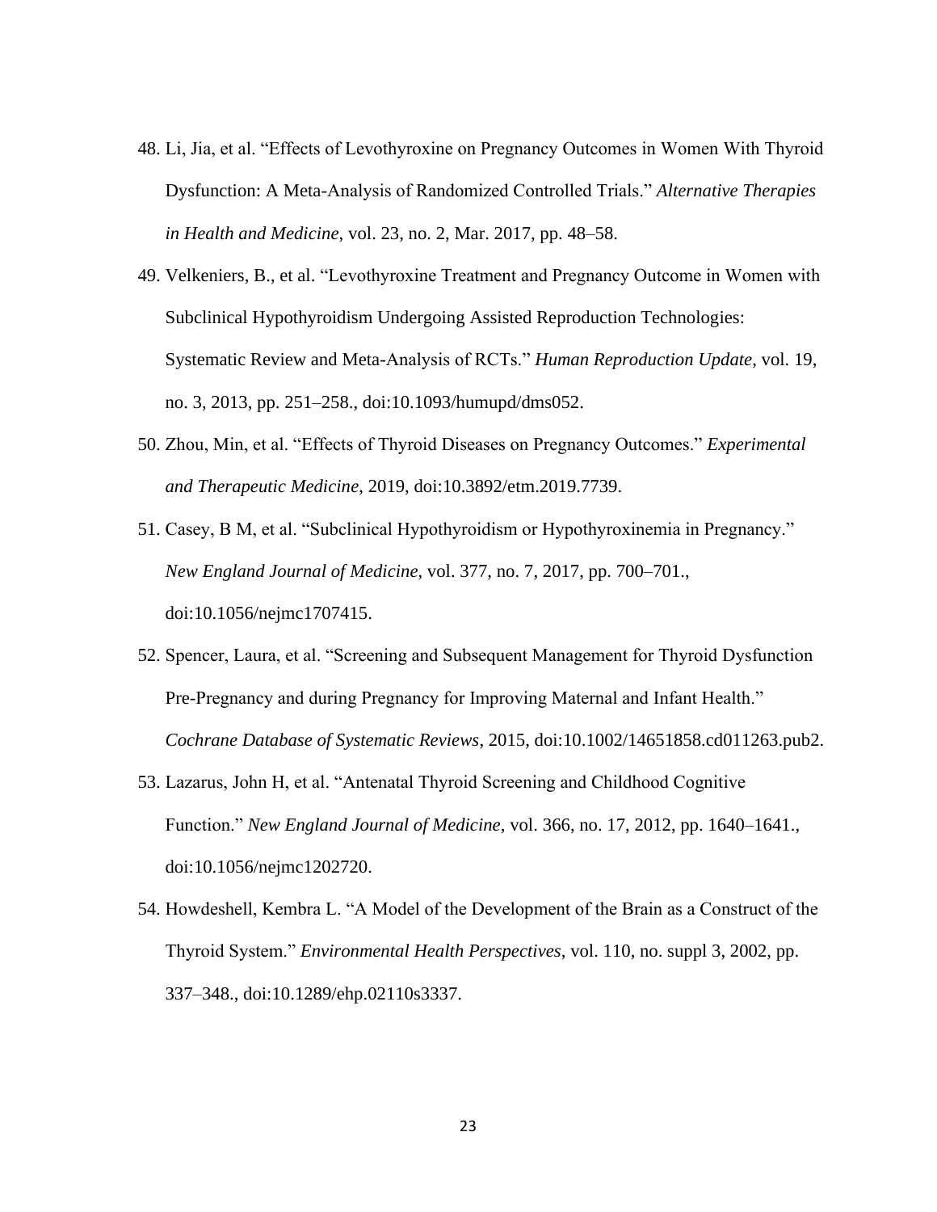48. Li, Jia, et al. “Effects of Levothyroxine on Pregnancy Outcomes in Women With Thyroid Dysfunction: A Meta-Analysis of Randomized Controlled Trials.” *Alternative Therapies in Health and Medicine*, vol. 23, no. 2, Mar. 2017, pp. 48–58.
49. Velkeniers, B., et al. “Levothyroxine Treatment and Pregnancy Outcome in Women with Subclinical Hypothyroidism Undergoing Assisted Reproduction Technologies: Systematic Review and Meta-Analysis of RCTs.” *Human Reproduction Update*, vol. 19, no. 3, 2013, pp. 251–258., doi:10.1093/humupd/dms052.
50. Zhou, Min, et al. “Effects of Thyroid Diseases on Pregnancy Outcomes.” *Experimental and Therapeutic Medicine*, 2019, doi:10.3892/etm.2019.7739.
51. Casey, B M, et al. “Subclinical Hypothyroidism or Hypothyroxinemia in Pregnancy.” *New England Journal of Medicine*, vol. 377, no. 7, 2017, pp. 700–701., doi:10.1056/nejmc1707415.
52. Spencer, Laura, et al. “Screening and Subsequent Management for Thyroid Dysfunction Pre-Pregnancy and during Pregnancy for Improving Maternal and Infant Health.” *Cochrane Database of Systematic Reviews*, 2015, doi:10.1002/14651858.cd011263.pub2.
53. Lazarus, John H, et al. “Antenatal Thyroid Screening and Childhood Cognitive Function.” *New England Journal of Medicine*, vol. 366, no. 17, 2012, pp. 1640–1641., doi:10.1056/nejmc1202720.
54. Howdeshell, Kembra L. “A Model of the Development of the Brain as a Construct of the Thyroid System.” *Environmental Health Perspectives*, vol. 110, no. suppl 3, 2002, pp. 337–348., doi:10.1289/ehp.02110s3337.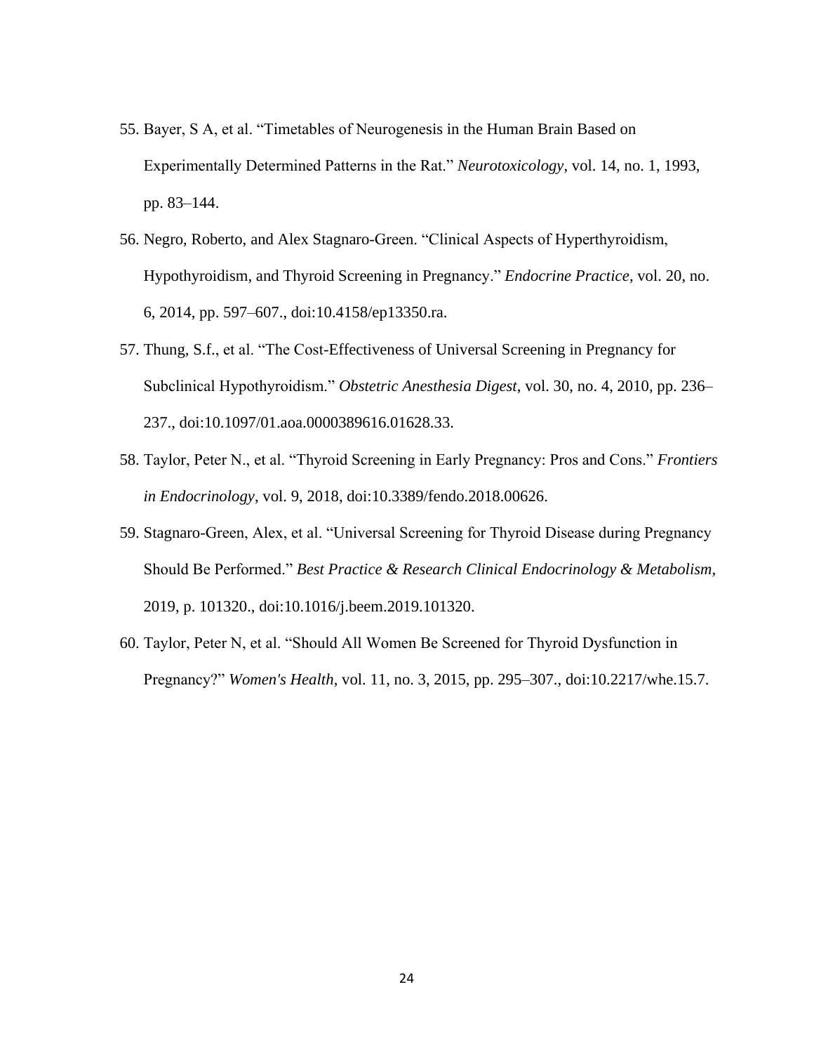55. Bayer, S A, et al. "Timetables of Neurogenesis in the Human Brain Based on Experimentally Determined Patterns in the Rat." *Neurotoxicology*, vol. 14, no. 1, 1993, pp. 83–144.
56. Negro, Roberto, and Alex Stagnaro-Green. "Clinical Aspects of Hyperthyroidism, Hypothyroidism, and Thyroid Screening in Pregnancy." *Endocrine Practice*, vol. 20, no. 6, 2014, pp. 597–607., doi:10.4158/ep13350.ra.
57. Thung, S.f., et al. "The Cost-Effectiveness of Universal Screening in Pregnancy for Subclinical Hypothyroidism." *Obstetric Anesthesia Digest*, vol. 30, no. 4, 2010, pp. 236–237., doi:10.1097/01.aoa.0000389616.01628.33.
58. Taylor, Peter N., et al. "Thyroid Screening in Early Pregnancy: Pros and Cons." *Frontiers in Endocrinology*, vol. 9, 2018, doi:10.3389/fendo.2018.00626.
59. Stagnaro-Green, Alex, et al. "Universal Screening for Thyroid Disease during Pregnancy Should Be Performed." *Best Practice & Research Clinical Endocrinology & Metabolism*, 2019, p. 101320., doi:10.1016/j.beem.2019.101320.
60. Taylor, Peter N, et al. "Should All Women Be Screened for Thyroid Dysfunction in Pregnancy?" *Women's Health*, vol. 11, no. 3, 2015, pp. 295–307., doi:10.2217/whe.15.7.